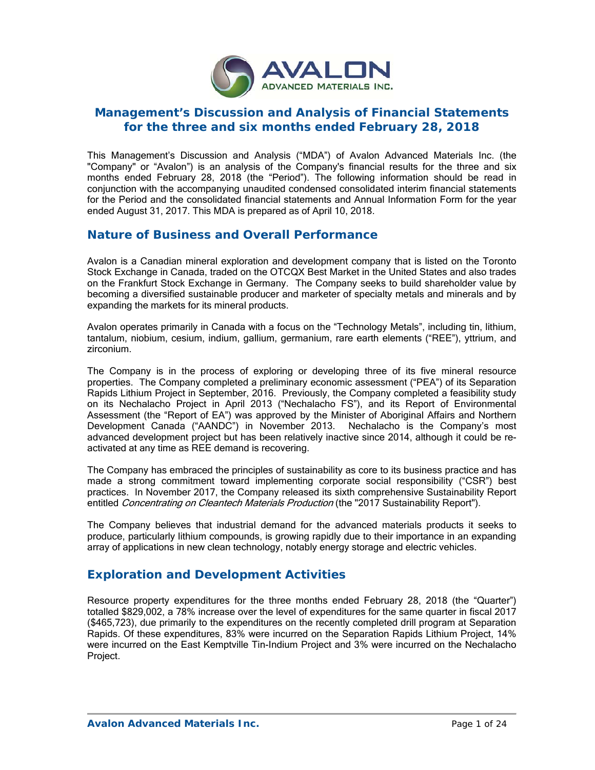# Management's Discussion and Analysis of Financial Statements for the three and six months ended February 28, 2018

This Management's Discussion and Analysis ("MDA") of Avalon Advanced Materials Inc. (the "Company" or "Avalon") is an analysis of the Company's financial results for the three and six months ended February 28, 2018 (the "Period"). The following information should be read in conjunction with the accompanying unaudited condensed consolidated interim financial statements for the Period and the consolidated financial statements and Annual Information Form for the year ended August 31, 2017. This MDA is prepared as of April 10, 2018.

## Nature of Business and Overall Performance

Avalon is a Canadian mineral exploration and development company that is listed on the Toronto Stock Exchange in Canada, traded on the OTCQX Best Market in the United States and also trades on the Frankfurt Stock Exchange in Germany. The Company seeks to build shareholder value by becoming a diversified sustainable producer and marketer of specialty metals and minerals and by expanding the markets for its mineral products.

Avalon operates primarily in Canada with a focus on the "Technology Metals", including tin, lithium, tantalum, niobium, cesium, indium, gallium, germanium, rare earth elements ("REE"), yttrium, and zirconium.

The Company is in the process of exploring or developing three of its five mineral resource properties. The Company completed a preliminary economic assessment ("PEA") of its Separation Rapids Lithium Project in September, 2016. Previously, the Company completed a feasibility study on its Nechalacho Project in April 2013 ("Nechalacho FS"), and its Report of Environmental Assessment (the "Report of EA") was approved by the Minister of Aboriginal Affairs and Northern Development Canada ("AANDC") in November 2013. Nechalacho is the Company's most advanced development project but has been relatively inactive since 2014, although it could be re-activated at any time as REE demand is recovering.

The Company has embraced the principles of sustainability as core to its business practice and has made a strong commitment toward implementing corporate social responsibility ("CSR") best practices. In November 2017, the Company released its sixth comprehensive Sustainability Report entitled *Concentrating on Cleantech Materials Production* (the "2017 Sustainability Report").

The Company believes that industrial demand for the advanced materials products it seeks to produce, particularly lithium compounds, is growing rapidly due to their importance in an expanding array of applications in new clean technology, notably energy storage and electric vehicles.

## Exploration and Development Activities

Resource property expenditures for the three months ended February 28, 2018 (the "Quarter") totalled $829,002, a 78% increase over the level of expenditures for the same quarter in fiscal 2017 ($465,723), due primarily to the expenditures on the recently completed drill program at Separation Rapids. Of these expenditures, 83% were incurred on the Separation Rapids Lithium Project, 14% were incurred on the East Kemptville Tin-Indium Project and 3% were incurred on the Nechalacho Project.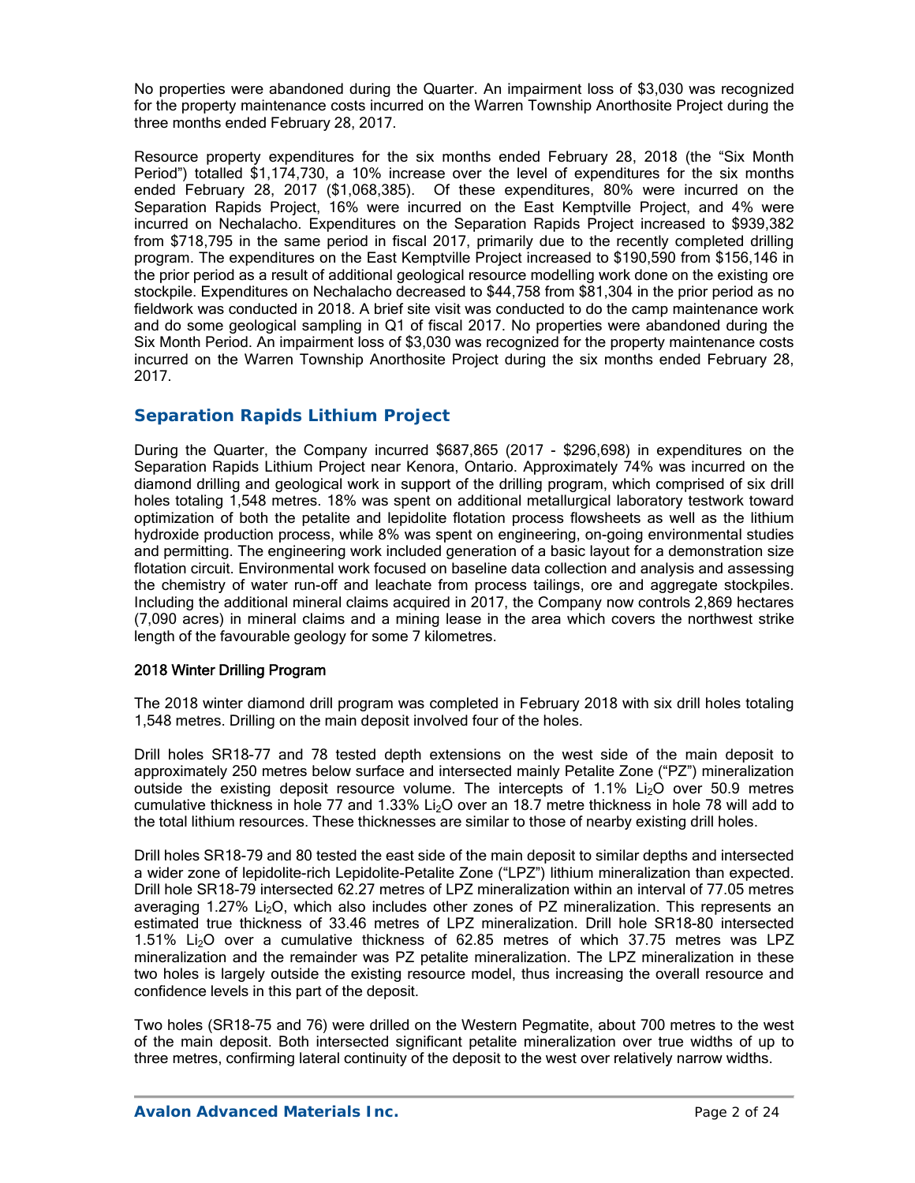No properties were abandoned during the Quarter. An impairment loss of $3,030 was recognized for the property maintenance costs incurred on the Warren Township Anorthosite Project during the three months ended February 28, 2017.

Resource property expenditures for the six months ended February 28, 2018 (the "Six Month Period") totalled $1,174,730, a 10% increase over the level of expenditures for the six months ended February 28, 2017 ($1,068,385). Of these expenditures, 80% were incurred on the Separation Rapids Project, 16% were incurred on the East Kemptville Project, and 4% were incurred on Nechalacho. Expenditures on the Separation Rapids Project increased to $939,382 from $718,795 in the same period in fiscal 2017, primarily due to the recently completed drilling program. The expenditures on the East Kemptville Project increased to $190,590 from $156,146 in the prior period as a result of additional geological resource modelling work done on the existing ore stockpile. Expenditures on Nechalacho decreased to $44,758 from $81,304 in the prior period as no fieldwork was conducted in 2018. A brief site visit was conducted to do the camp maintenance work and do some geological sampling in Q1 of fiscal 2017. No properties were abandoned during the Six Month Period. An impairment loss of $3,030 was recognized for the property maintenance costs incurred on the Warren Township Anorthosite Project during the six months ended February 28, 2017.

## Separation Rapids Lithium Project

During the Quarter, the Company incurred $687,865 (2017 - $296,698) in expenditures on the Separation Rapids Lithium Project near Kenora, Ontario. Approximately 74% was incurred on the diamond drilling and geological work in support of the drilling program, which comprised of six drill holes totaling 1,548 metres. 18% was spent on additional metallurgical laboratory testwork toward optimization of both the petalite and lepidolite flotation process flowsheets as well as the lithium hydroxide production process, while 8% was spent on engineering, on-going environmental studies and permitting. The engineering work included generation of a basic layout for a demonstration size flotation circuit. Environmental work focused on baseline data collection and analysis and assessing the chemistry of water run-off and leachate from process tailings, ore and aggregate stockpiles. Including the additional mineral claims acquired in 2017, the Company now controls 2,869 hectares (7,090 acres) in mineral claims and a mining lease in the area which covers the northwest strike length of the favourable geology for some 7 kilometres.

### 2018 Winter Drilling Program

The 2018 winter diamond drill program was completed in February 2018 with six drill holes totaling 1,548 metres. Drilling on the main deposit involved four of the holes.

Drill holes SR18-77 and 78 tested depth extensions on the west side of the main deposit to approximately 250 metres below surface and intersected mainly Petalite Zone ("PZ") mineralization outside the existing deposit resource volume. The intercepts of 1.1% $Li_2O$ over 50.9 metres cumulative thickness in hole 77 and 1.33% $Li_2O$ over an 18.7 metre thickness in hole 78 will add to the total lithium resources. These thicknesses are similar to those of nearby existing drill holes.

Drill holes SR18-79 and 80 tested the east side of the main deposit to similar depths and intersected a wider zone of lepidolite-rich Lepidolite-Petalite Zone ("LPZ") lithium mineralization than expected. Drill hole SR18-79 intersected 62.27 metres of LPZ mineralization within an interval of 77.05 metres averaging 1.27% $Li_2O$, which also includes other zones of PZ mineralization. This represents an estimated true thickness of 33.46 metres of LPZ mineralization. Drill hole SR18-80 intersected 1.51% $Li_2O$ over a cumulative thickness of 62.85 metres of which 37.75 metres was LPZ mineralization and the remainder was PZ petalite mineralization. The LPZ mineralization in these two holes is largely outside the existing resource model, thus increasing the overall resource and confidence levels in this part of the deposit.

Two holes (SR18-75 and 76) were drilled on the Western Pegmatite, about 700 metres to the west of the main deposit. Both intersected significant petalite mineralization over true widths of up to three metres, confirming lateral continuity of the deposit to the west over relatively narrow widths.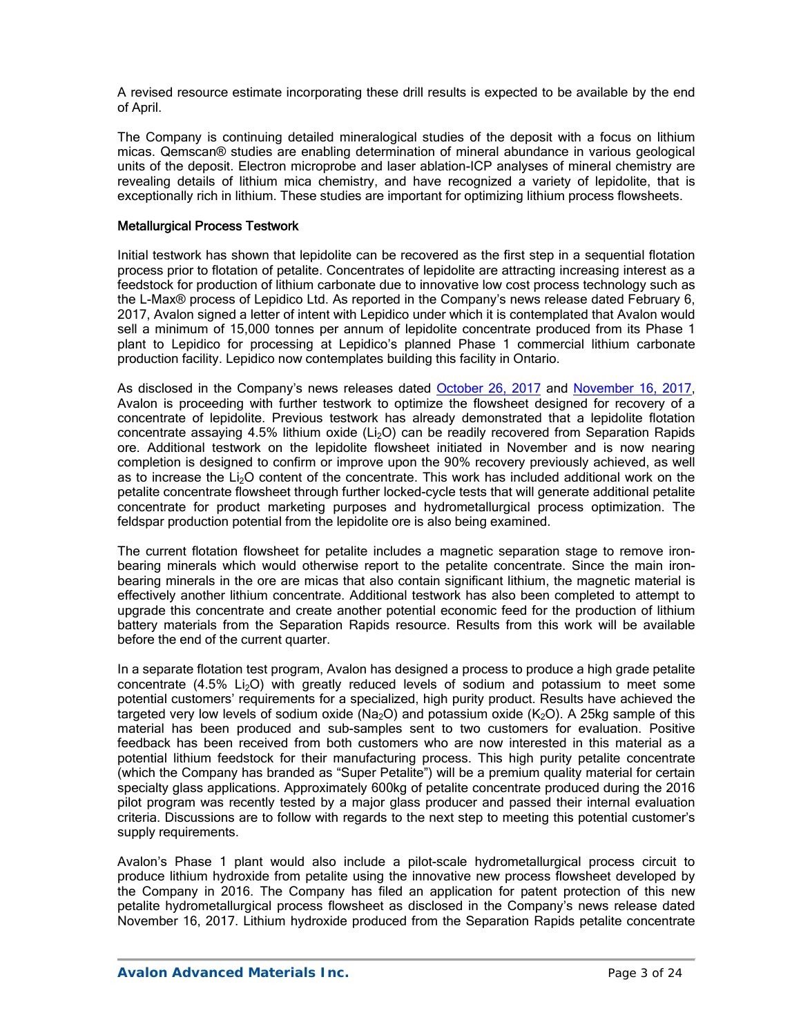A revised resource estimate incorporating these drill results is expected to be available by the end of April.

The Company is continuing detailed mineralogical studies of the deposit with a focus on lithium micas. Qemscan® studies are enabling determination of mineral abundance in various geological units of the deposit. Electron microprobe and laser ablation-ICP analyses of mineral chemistry are revealing details of lithium mica chemistry, and have recognized a variety of lepidolite, that is exceptionally rich in lithium. These studies are important for optimizing lithium process flowsheets.

#### Metallurgical Process Testwork

Initial testwork has shown that lepidolite can be recovered as the first step in a sequential flotation process prior to flotation of petalite. Concentrates of lepidolite are attracting increasing interest as a feedstock for production of lithium carbonate due to innovative low cost process technology such as the L-Max® process of Lepidico Ltd. As reported in the Company's news release dated February 6, 2017, Avalon signed a letter of intent with Lepidico under which it is contemplated that Avalon would sell a minimum of 15,000 tonnes per annum of lepidolite concentrate produced from its Phase 1 plant to Lepidico for processing at Lepidico's planned Phase 1 commercial lithium carbonate production facility. Lepidico now contemplates building this facility in Ontario.

As disclosed in the Company's news releases dated October 26, 2017 and November 16, 2017, Avalon is proceeding with further testwork to optimize the flowsheet designed for recovery of a concentrate of lepidolite. Previous testwork has already demonstrated that a lepidolite flotation concentrate assaying 4.5% lithium oxide ($Li_2O$) can be readily recovered from Separation Rapids ore. Additional testwork on the lepidolite flowsheet initiated in November and is now nearing completion is designed to confirm or improve upon the 90% recovery previously achieved, as well as to increase the $Li_2O$ content of the concentrate. This work has included additional work on the petalite concentrate flowsheet through further locked-cycle tests that will generate additional petalite concentrate for product marketing purposes and hydrometallurgical process optimization. The feldspar production potential from the lepidolite ore is also being examined.

The current flotation flowsheet for petalite includes a magnetic separation stage to remove iron-bearing minerals which would otherwise report to the petalite concentrate. Since the main iron-bearing minerals in the ore are micas that also contain significant lithium, the magnetic material is effectively another lithium concentrate. Additional testwork has also been completed to attempt to upgrade this concentrate and create another potential economic feed for the production of lithium battery materials from the Separation Rapids resource. Results from this work will be available before the end of the current quarter.

In a separate flotation test program, Avalon has designed a process to produce a high grade petalite concentrate (4.5% $Li_2O$) with greatly reduced levels of sodium and potassium to meet some potential customers' requirements for a specialized, high purity product. Results have achieved the targeted very low levels of sodium oxide ($Na_2O$) and potassium oxide ($K_2O$). A 25kg sample of this material has been produced and sub-samples sent to two customers for evaluation. Positive feedback has been received from both customers who are now interested in this material as a potential lithium feedstock for their manufacturing process. This high purity petalite concentrate (which the Company has branded as "Super Petalite") will be a premium quality material for certain specialty glass applications. Approximately 600kg of petalite concentrate produced during the 2016 pilot program was recently tested by a major glass producer and passed their internal evaluation criteria. Discussions are to follow with regards to the next step to meeting this potential customer's supply requirements.

Avalon's Phase 1 plant would also include a pilot-scale hydrometallurgical process circuit to produce lithium hydroxide from petalite using the innovative new process flowsheet developed by the Company in 2016. The Company has filed an application for patent protection of this new petalite hydrometallurgical process flowsheet as disclosed in the Company's news release dated November 16, 2017. Lithium hydroxide produced from the Separation Rapids petalite concentrate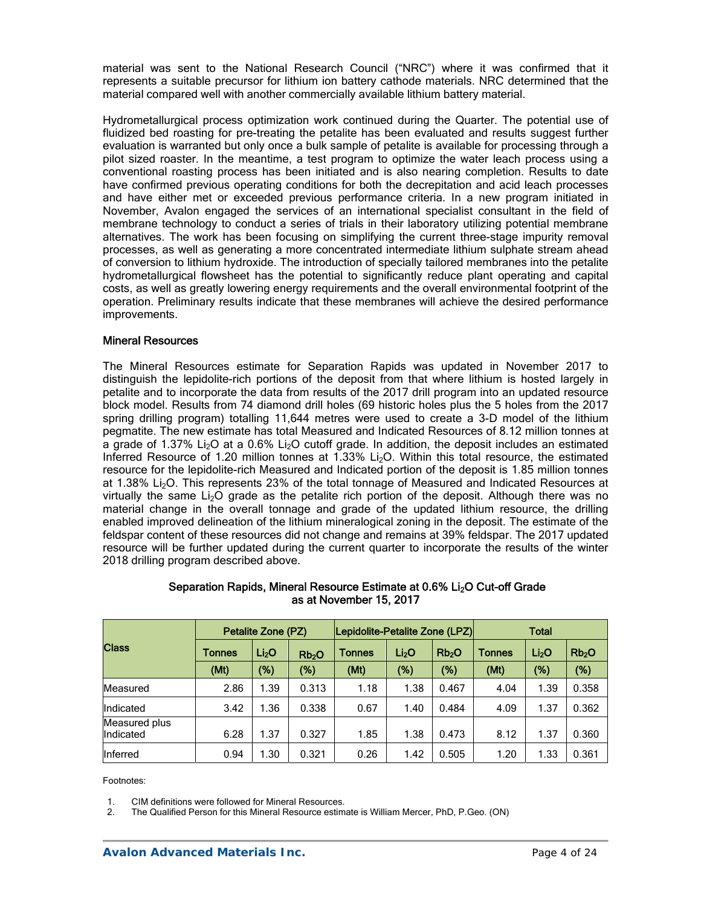material was sent to the National Research Council ("NRC") where it was confirmed that it represents a suitable precursor for lithium ion battery cathode materials. NRC determined that the material compared well with another commercially available lithium battery material.

Hydrometallurgical process optimization work continued during the Quarter. The potential use of fluidized bed roasting for pre-treating the petalite has been evaluated and results suggest further evaluation is warranted but only once a bulk sample of petalite is available for processing through a pilot sized roaster. In the meantime, a test program to optimize the water leach process using a conventional roasting process has been initiated and is also nearing completion. Results to date have confirmed previous operating conditions for both the decrepitation and acid leach processes and have either met or exceeded previous performance criteria. In a new program initiated in November, Avalon engaged the services of an international specialist consultant in the field of membrane technology to conduct a series of trials in their laboratory utilizing potential membrane alternatives. The work has been focusing on simplifying the current three-stage impurity removal processes, as well as generating a more concentrated intermediate lithium sulphate stream ahead of conversion to lithium hydroxide. The introduction of specially tailored membranes into the petalite hydrometallurgical flowsheet has the potential to significantly reduce plant operating and capital costs, as well as greatly lowering energy requirements and the overall environmental footprint of the operation. Preliminary results indicate that these membranes will achieve the desired performance improvements.

### Mineral Resources

The Mineral Resources estimate for Separation Rapids was updated in November 2017 to distinguish the lepidolite-rich portions of the deposit from that where lithium is hosted largely in petalite and to incorporate the data from results of the 2017 drill program into an updated resource block model. Results from 74 diamond drill holes (69 historic holes plus the 5 holes from the 2017 spring drilling program) totalling 11,644 metres were used to create a 3-D model of the lithium pegmatite. The new estimate has total Measured and Indicated Resources of 8.12 million tonnes at a grade of 1.37% $Li_2O$ at a 0.6% $Li_2O$ cutoff grade. In addition, the deposit includes an estimated Inferred Resource of 1.20 million tonnes at 1.33% $Li_2O$. Within this total resource, the estimated resource for the lepidolite-rich Measured and Indicated portion of the deposit is 1.85 million tonnes at 1.38% $Li_2O$. This represents 23% of the total tonnage of Measured and Indicated Resources at virtually the same $Li_2O$ grade as the petalite rich portion of the deposit. Although there was no material change in the overall tonnage and grade of the updated lithium resource, the drilling enabled improved delineation of the lithium mineralogical zoning in the deposit. The estimate of the feldspar content of these resources did not change and remains at 39% feldspar. The 2017 updated resource will be further updated during the current quarter to incorporate the results of the winter 2018 drilling program described above.

**Separation Rapids, Mineral Resource Estimate at 0.6% $Li_2O$ Cut-off Grade as at November 15, 2017**

| Class | Petalite Zone (PZ) | | | Lepidolite-Petalite Zone (LPZ) | | | Total | | |
|---|---|---|---|---|---|---|---|---|---|
| | Tonnes (Mt) | $Li_2O$ (%) | $Rb_2O$ (%) | Tonnes (Mt) | $Li_2O$ (%) | $Rb_2O$ (%) | Tonnes (Mt) | $Li_2O$ (%) | $Rb_2O$ (%) |
| Measured | 2.86 | 1.39 | 0.313 | 1.18 | 1.38 | 0.467 | 4.04 | 1.39 | 0.358 |
| Indicated | 3.42 | 1.36 | 0.338 | 0.67 | 1.40 | 0.484 | 4.09 | 1.37 | 0.362 |
| Measured plus Indicated | 6.28 | 1.37 | 0.327 | 1.85 | 1.38 | 0.473 | 8.12 | 1.37 | 0.360 |
| Inferred | 0.94 | 1.30 | 0.321 | 0.26 | 1.42 | 0.505 | 1.20 | 1.33 | 0.361 |

Footnotes:

1. CIM definitions were followed for Mineral Resources.
2. The Qualified Person for this Mineral Resource estimate is William Mercer, PhD, P.Geo. (ON)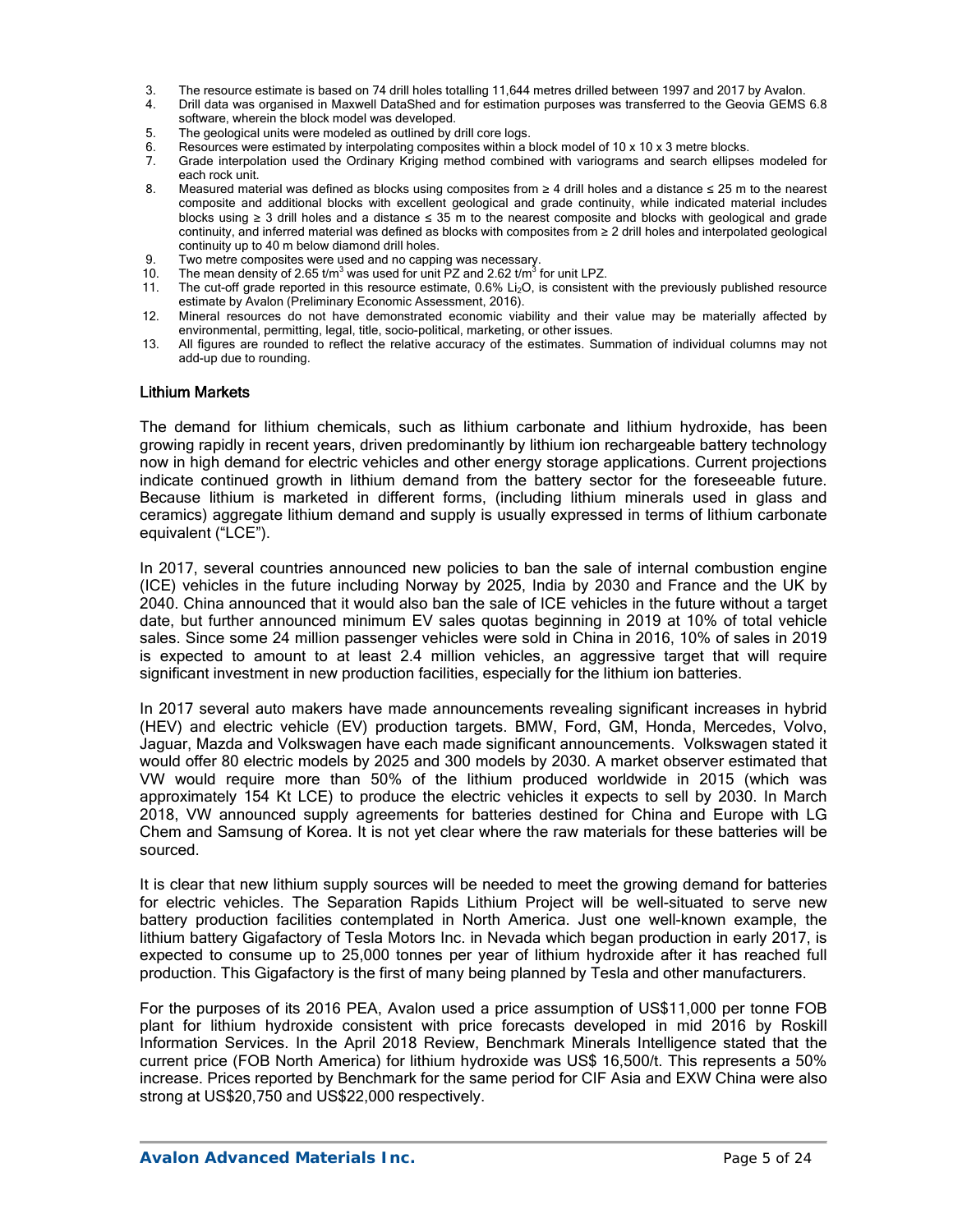3. The resource estimate is based on 74 drill holes totalling 11,644 metres drilled between 1997 and 2017 by Avalon.
4. Drill data was organised in Maxwell DataShed and for estimation purposes was transferred to the Geovia GEMS 6.8 software, wherein the block model was developed.
5. The geological units were modeled as outlined by drill core logs.
6. Resources were estimated by interpolating composites within a block model of 10 x 10 x 3 metre blocks.
7. Grade interpolation used the Ordinary Kriging method combined with variograms and search ellipses modeled for each rock unit.
8. Measured material was defined as blocks using composites from ≥ 4 drill holes and a distance ≤ 25 m to the nearest composite and additional blocks with excellent geological and grade continuity, while indicated material includes blocks using ≥ 3 drill holes and a distance ≤ 35 m to the nearest composite and blocks with geological and grade continuity, and inferred material was defined as blocks with composites from ≥ 2 drill holes and interpolated geological continuity up to 40 m below diamond drill holes.
9. Two metre composites were used and no capping was necessary.
10. The mean density of 2.65 t/m$^3$ was used for unit PZ and 2.62 t/m$^3$ for unit LPZ.
11. The cut-off grade reported in this resource estimate, 0.6% $Li_2O$, is consistent with the previously published resource estimate by Avalon (Preliminary Economic Assessment, 2016).
12. Mineral resources do not have demonstrated economic viability and their value may be materially affected by environmental, permitting, legal, title, socio-political, marketing, or other issues.
13. All figures are rounded to reflect the relative accuracy of the estimates. Summation of individual columns may not add-up due to rounding.

### Lithium Markets

The demand for lithium chemicals, such as lithium carbonate and lithium hydroxide, has been growing rapidly in recent years, driven predominantly by lithium ion rechargeable battery technology now in high demand for electric vehicles and other energy storage applications. Current projections indicate continued growth in lithium demand from the battery sector for the foreseeable future. Because lithium is marketed in different forms, (including lithium minerals used in glass and ceramics) aggregate lithium demand and supply is usually expressed in terms of lithium carbonate equivalent ("LCE").

In 2017, several countries announced new policies to ban the sale of internal combustion engine (ICE) vehicles in the future including Norway by 2025, India by 2030 and France and the UK by 2040. China announced that it would also ban the sale of ICE vehicles in the future without a target date, but further announced minimum EV sales quotas beginning in 2019 at 10% of total vehicle sales. Since some 24 million passenger vehicles were sold in China in 2016, 10% of sales in 2019 is expected to amount to at least 2.4 million vehicles, an aggressive target that will require significant investment in new production facilities, especially for the lithium ion batteries.

In 2017 several auto makers have made announcements revealing significant increases in hybrid (HEV) and electric vehicle (EV) production targets. BMW, Ford, GM, Honda, Mercedes, Volvo, Jaguar, Mazda and Volkswagen have each made significant announcements. Volkswagen stated it would offer 80 electric models by 2025 and 300 models by 2030. A market observer estimated that VW would require more than 50% of the lithium produced worldwide in 2015 (which was approximately 154 Kt LCE) to produce the electric vehicles it expects to sell by 2030. In March 2018, VW announced supply agreements for batteries destined for China and Europe with LG Chem and Samsung of Korea. It is not yet clear where the raw materials for these batteries will be sourced.

It is clear that new lithium supply sources will be needed to meet the growing demand for batteries for electric vehicles. The Separation Rapids Lithium Project will be well-situated to serve new battery production facilities contemplated in North America. Just one well-known example, the lithium battery Gigafactory of Tesla Motors Inc. in Nevada which began production in early 2017, is expected to consume up to 25,000 tonnes per year of lithium hydroxide after it has reached full production. This Gigafactory is the first of many being planned by Tesla and other manufacturers.

For the purposes of its 2016 PEA, Avalon used a price assumption of US$11,000 per tonne FOB plant for lithium hydroxide consistent with price forecasts developed in mid 2016 by Roskill Information Services. In the April 2018 Review, Benchmark Minerals Intelligence stated that the current price (FOB North America) for lithium hydroxide was US$ 16,500/t. This represents a 50% increase. Prices reported by Benchmark for the same period for CIF Asia and EXW China were also strong at US$20,750 and US$22,000 respectively.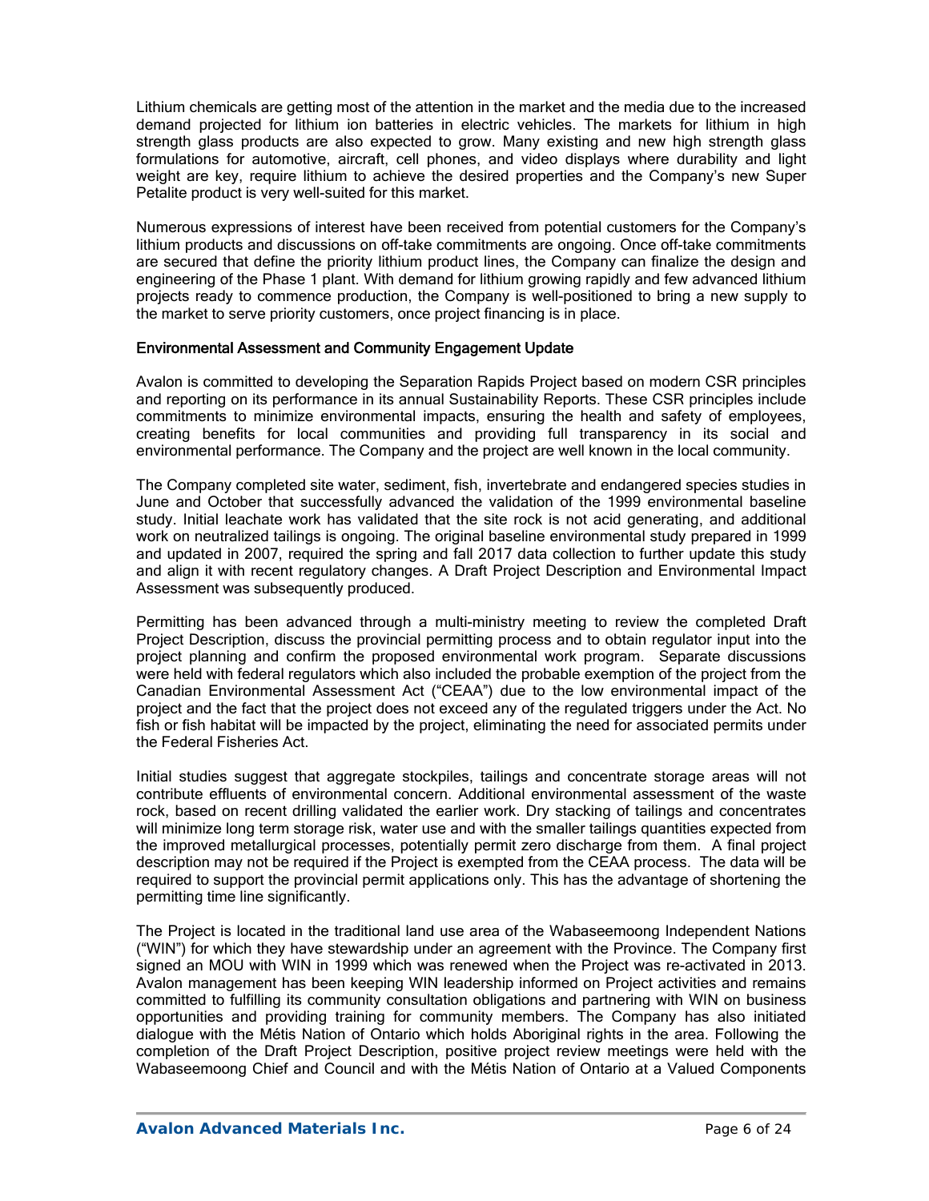Lithium chemicals are getting most of the attention in the market and the media due to the increased demand projected for lithium ion batteries in electric vehicles. The markets for lithium in high strength glass products are also expected to grow. Many existing and new high strength glass formulations for automotive, aircraft, cell phones, and video displays where durability and light weight are key, require lithium to achieve the desired properties and the Company's new Super Petalite product is very well-suited for this market.

Numerous expressions of interest have been received from potential customers for the Company's lithium products and discussions on off-take commitments are ongoing. Once off-take commitments are secured that define the priority lithium product lines, the Company can finalize the design and engineering of the Phase 1 plant. With demand for lithium growing rapidly and few advanced lithium projects ready to commence production, the Company is well-positioned to bring a new supply to the market to serve priority customers, once project financing is in place.

## Environmental Assessment and Community Engagement Update

Avalon is committed to developing the Separation Rapids Project based on modern CSR principles and reporting on its performance in its annual Sustainability Reports. These CSR principles include commitments to minimize environmental impacts, ensuring the health and safety of employees, creating benefits for local communities and providing full transparency in its social and environmental performance. The Company and the project are well known in the local community.

The Company completed site water, sediment, fish, invertebrate and endangered species studies in June and October that successfully advanced the validation of the 1999 environmental baseline study. Initial leachate work has validated that the site rock is not acid generating, and additional work on neutralized tailings is ongoing. The original baseline environmental study prepared in 1999 and updated in 2007, required the spring and fall 2017 data collection to further update this study and align it with recent regulatory changes. A Draft Project Description and Environmental Impact Assessment was subsequently produced.

Permitting has been advanced through a multi-ministry meeting to review the completed Draft Project Description, discuss the provincial permitting process and to obtain regulator input into the project planning and confirm the proposed environmental work program. Separate discussions were held with federal regulators which also included the probable exemption of the project from the Canadian Environmental Assessment Act ("CEAA") due to the low environmental impact of the project and the fact that the project does not exceed any of the regulated triggers under the Act. No fish or fish habitat will be impacted by the project, eliminating the need for associated permits under the Federal Fisheries Act.

Initial studies suggest that aggregate stockpiles, tailings and concentrate storage areas will not contribute effluents of environmental concern. Additional environmental assessment of the waste rock, based on recent drilling validated the earlier work. Dry stacking of tailings and concentrates will minimize long term storage risk, water use and with the smaller tailings quantities expected from the improved metallurgical processes, potentially permit zero discharge from them. A final project description may not be required if the Project is exempted from the CEAA process. The data will be required to support the provincial permit applications only. This has the advantage of shortening the permitting time line significantly.

The Project is located in the traditional land use area of the Wabaseemoong Independent Nations ("WIN") for which they have stewardship under an agreement with the Province. The Company first signed an MOU with WIN in 1999 which was renewed when the Project was re-activated in 2013. Avalon management has been keeping WIN leadership informed on Project activities and remains committed to fulfilling its community consultation obligations and partnering with WIN on business opportunities and providing training for community members. The Company has also initiated dialogue with the Métis Nation of Ontario which holds Aboriginal rights in the area. Following the completion of the Draft Project Description, positive project review meetings were held with the Wabaseemoong Chief and Council and with the Métis Nation of Ontario at a Valued Components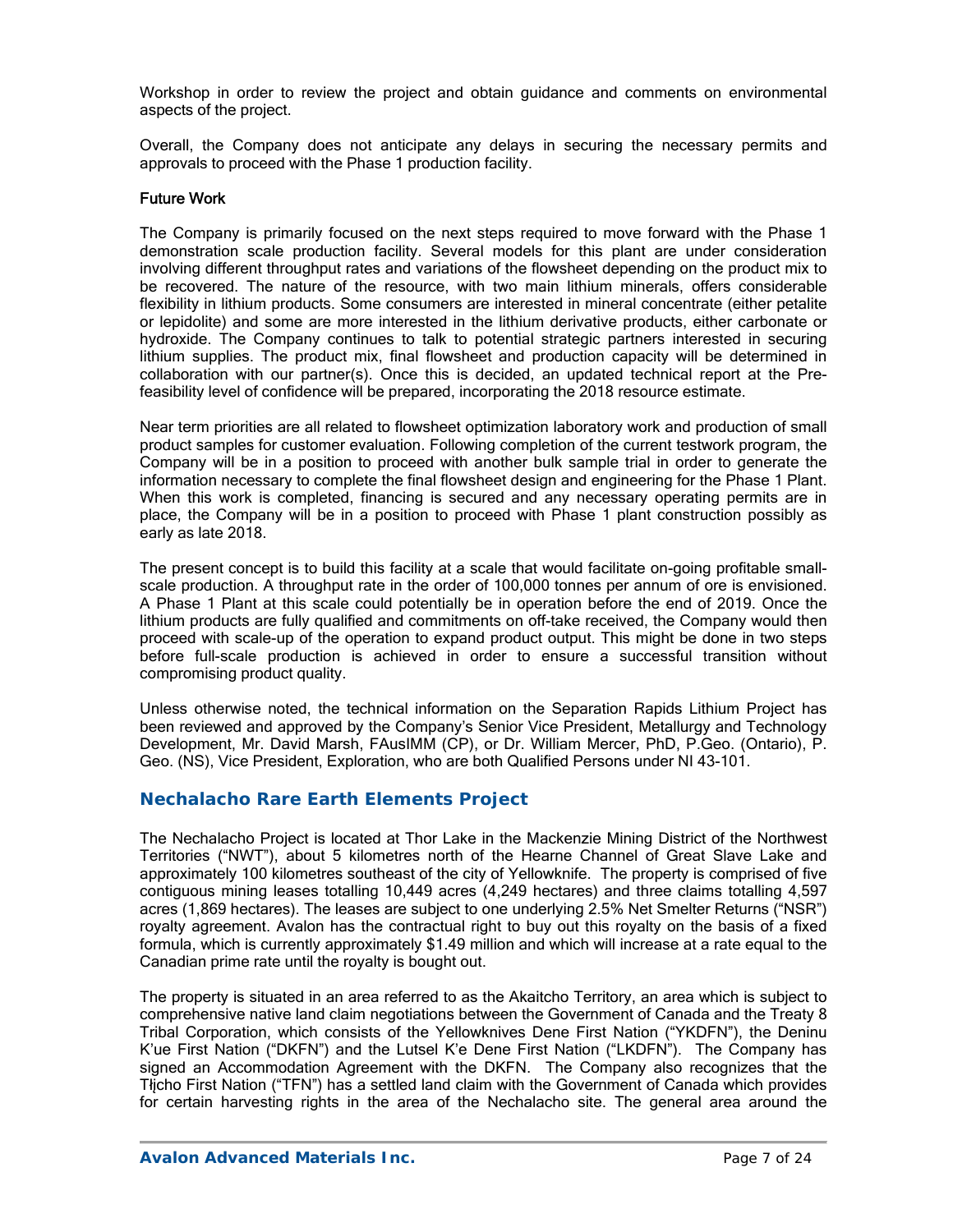Workshop in order to review the project and obtain guidance and comments on environmental aspects of the project.

Overall, the Company does not anticipate any delays in securing the necessary permits and approvals to proceed with the Phase 1 production facility.

### Future Work

The Company is primarily focused on the next steps required to move forward with the Phase 1 demonstration scale production facility. Several models for this plant are under consideration involving different throughput rates and variations of the flowsheet depending on the product mix to be recovered. The nature of the resource, with two main lithium minerals, offers considerable flexibility in lithium products. Some consumers are interested in mineral concentrate (either petalite or lepidolite) and some are more interested in the lithium derivative products, either carbonate or hydroxide. The Company continues to talk to potential strategic partners interested in securing lithium supplies. The product mix, final flowsheet and production capacity will be determined in collaboration with our partner(s). Once this is decided, an updated technical report at the Pre-feasibility level of confidence will be prepared, incorporating the 2018 resource estimate.

Near term priorities are all related to flowsheet optimization laboratory work and production of small product samples for customer evaluation. Following completion of the current testwork program, the Company will be in a position to proceed with another bulk sample trial in order to generate the information necessary to complete the final flowsheet design and engineering for the Phase 1 Plant. When this work is completed, financing is secured and any necessary operating permits are in place, the Company will be in a position to proceed with Phase 1 plant construction possibly as early as late 2018.

The present concept is to build this facility at a scale that would facilitate on-going profitable small-scale production. A throughput rate in the order of 100,000 tonnes per annum of ore is envisioned. A Phase 1 Plant at this scale could potentially be in operation before the end of 2019. Once the lithium products are fully qualified and commitments on off-take received, the Company would then proceed with scale-up of the operation to expand product output. This might be done in two steps before full-scale production is achieved in order to ensure a successful transition without compromising product quality.

Unless otherwise noted, the technical information on the Separation Rapids Lithium Project has been reviewed and approved by the Company's Senior Vice President, Metallurgy and Technology Development, Mr. David Marsh, FAusIMM (CP), or Dr. William Mercer, PhD, P.Geo. (Ontario), P. Geo. (NS), Vice President, Exploration, who are both Qualified Persons under NI 43-101.

## Nechalacho Rare Earth Elements Project

The Nechalacho Project is located at Thor Lake in the Mackenzie Mining District of the Northwest Territories ("NWT"), about 5 kilometres north of the Hearne Channel of Great Slave Lake and approximately 100 kilometres southeast of the city of Yellowknife. The property is comprised of five contiguous mining leases totalling 10,449 acres (4,249 hectares) and three claims totalling 4,597 acres (1,869 hectares). The leases are subject to one underlying 2.5% Net Smelter Returns ("NSR") royalty agreement. Avalon has the contractual right to buy out this royalty on the basis of a fixed formula, which is currently approximately $1.49 million and which will increase at a rate equal to the Canadian prime rate until the royalty is bought out.

The property is situated in an area referred to as the Akaitcho Territory, an area which is subject to comprehensive native land claim negotiations between the Government of Canada and the Treaty 8 Tribal Corporation, which consists of the Yellowknives Dene First Nation ("YKDFN"), the Deninu K'ue First Nation ("DKFN") and the Lutsel K'e Dene First Nation ("LKDFN"). The Company has signed an Accommodation Agreement with the DKFN. The Company also recognizes that the Tłįcho First Nation ("TFN") has a settled land claim with the Government of Canada which provides for certain harvesting rights in the area of the Nechalacho site. The general area around the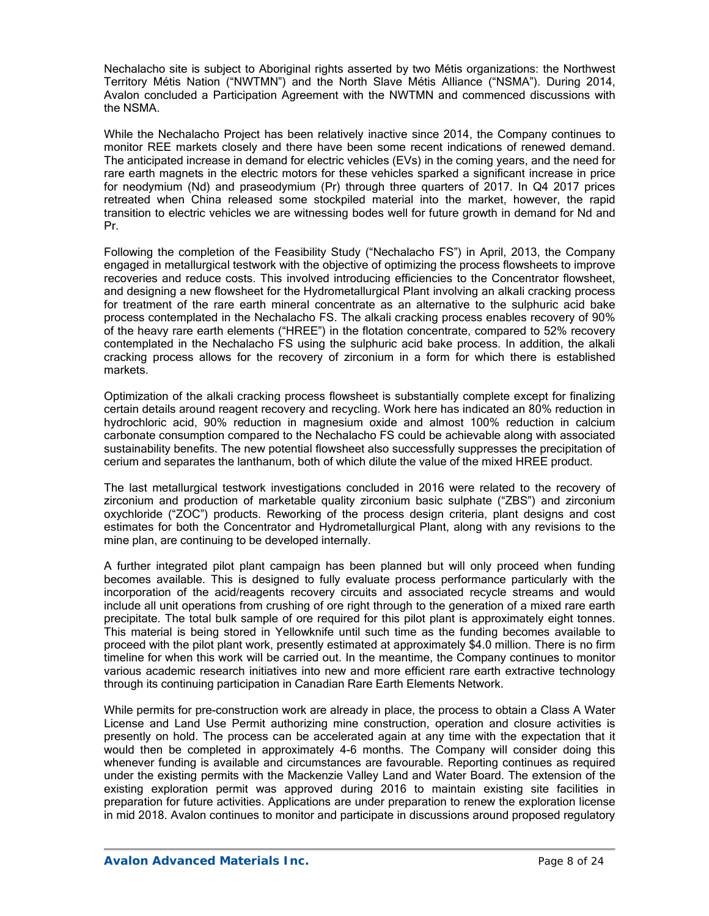Nechalacho site is subject to Aboriginal rights asserted by two Métis organizations: the Northwest Territory Métis Nation ("NWTMN") and the North Slave Métis Alliance ("NSMA"). During 2014, Avalon concluded a Participation Agreement with the NWTMN and commenced discussions with the NSMA.

While the Nechalacho Project has been relatively inactive since 2014, the Company continues to monitor REE markets closely and there have been some recent indications of renewed demand. The anticipated increase in demand for electric vehicles (EVs) in the coming years, and the need for rare earth magnets in the electric motors for these vehicles sparked a significant increase in price for neodymium (Nd) and praseodymium (Pr) through three quarters of 2017. In Q4 2017 prices retreated when China released some stockpiled material into the market, however, the rapid transition to electric vehicles we are witnessing bodes well for future growth in demand for Nd and Pr.

Following the completion of the Feasibility Study ("Nechalacho FS") in April, 2013, the Company engaged in metallurgical testwork with the objective of optimizing the process flowsheets to improve recoveries and reduce costs. This involved introducing efficiencies to the Concentrator flowsheet, and designing a new flowsheet for the Hydrometallurgical Plant involving an alkali cracking process for treatment of the rare earth mineral concentrate as an alternative to the sulphuric acid bake process contemplated in the Nechalacho FS. The alkali cracking process enables recovery of 90% of the heavy rare earth elements ("HREE") in the flotation concentrate, compared to 52% recovery contemplated in the Nechalacho FS using the sulphuric acid bake process. In addition, the alkali cracking process allows for the recovery of zirconium in a form for which there is established markets.

Optimization of the alkali cracking process flowsheet is substantially complete except for finalizing certain details around reagent recovery and recycling. Work here has indicated an 80% reduction in hydrochloric acid, 90% reduction in magnesium oxide and almost 100% reduction in calcium carbonate consumption compared to the Nechalacho FS could be achievable along with associated sustainability benefits. The new potential flowsheet also successfully suppresses the precipitation of cerium and separates the lanthanum, both of which dilute the value of the mixed HREE product.

The last metallurgical testwork investigations concluded in 2016 were related to the recovery of zirconium and production of marketable quality zirconium basic sulphate ("ZBS") and zirconium oxychloride ("ZOC") products. Reworking of the process design criteria, plant designs and cost estimates for both the Concentrator and Hydrometallurgical Plant, along with any revisions to the mine plan, are continuing to be developed internally.

A further integrated pilot plant campaign has been planned but will only proceed when funding becomes available. This is designed to fully evaluate process performance particularly with the incorporation of the acid/reagents recovery circuits and associated recycle streams and would include all unit operations from crushing of ore right through to the generation of a mixed rare earth precipitate. The total bulk sample of ore required for this pilot plant is approximately eight tonnes. This material is being stored in Yellowknife until such time as the funding becomes available to proceed with the pilot plant work, presently estimated at approximately $4.0 million. There is no firm timeline for when this work will be carried out. In the meantime, the Company continues to monitor various academic research initiatives into new and more efficient rare earth extractive technology through its continuing participation in Canadian Rare Earth Elements Network.

While permits for pre-construction work are already in place, the process to obtain a Class A Water License and Land Use Permit authorizing mine construction, operation and closure activities is presently on hold. The process can be accelerated again at any time with the expectation that it would then be completed in approximately 4-6 months. The Company will consider doing this whenever funding is available and circumstances are favourable. Reporting continues as required under the existing permits with the Mackenzie Valley Land and Water Board. The extension of the existing exploration permit was approved during 2016 to maintain existing site facilities in preparation for future activities. Applications are under preparation to renew the exploration license in mid 2018. Avalon continues to monitor and participate in discussions around proposed regulatory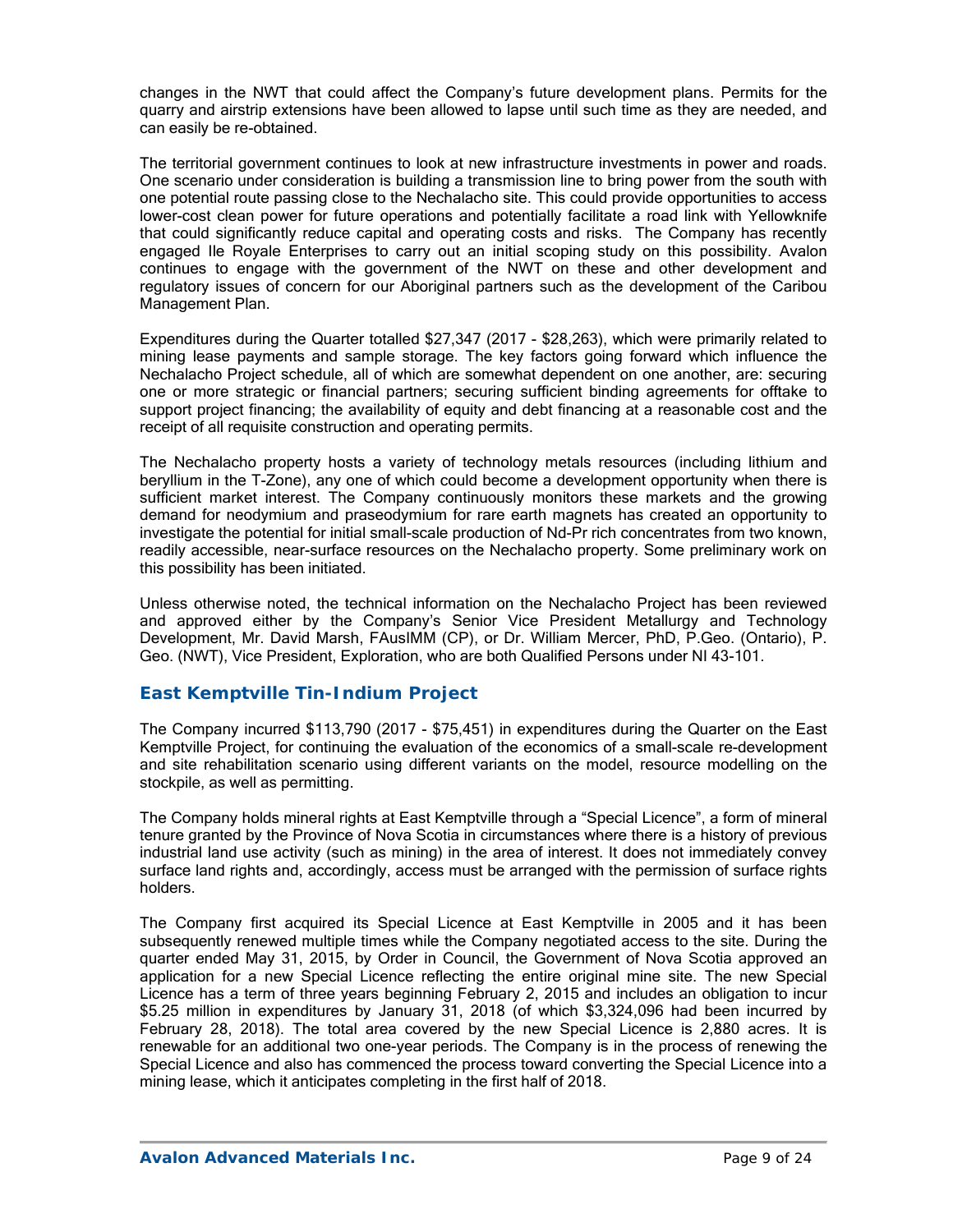changes in the NWT that could affect the Company's future development plans. Permits for the quarry and airstrip extensions have been allowed to lapse until such time as they are needed, and can easily be re-obtained.

The territorial government continues to look at new infrastructure investments in power and roads. One scenario under consideration is building a transmission line to bring power from the south with one potential route passing close to the Nechalacho site. This could provide opportunities to access lower-cost clean power for future operations and potentially facilitate a road link with Yellowknife that could significantly reduce capital and operating costs and risks. The Company has recently engaged Ile Royale Enterprises to carry out an initial scoping study on this possibility. Avalon continues to engage with the government of the NWT on these and other development and regulatory issues of concern for our Aboriginal partners such as the development of the Caribou Management Plan.

Expenditures during the Quarter totalled $27,347 (2017 - $28,263), which were primarily related to mining lease payments and sample storage. The key factors going forward which influence the Nechalacho Project schedule, all of which are somewhat dependent on one another, are: securing one or more strategic or financial partners; securing sufficient binding agreements for offtake to support project financing; the availability of equity and debt financing at a reasonable cost and the receipt of all requisite construction and operating permits.

The Nechalacho property hosts a variety of technology metals resources (including lithium and beryllium in the T-Zone), any one of which could become a development opportunity when there is sufficient market interest. The Company continuously monitors these markets and the growing demand for neodymium and praseodymium for rare earth magnets has created an opportunity to investigate the potential for initial small-scale production of Nd-Pr rich concentrates from two known, readily accessible, near-surface resources on the Nechalacho property. Some preliminary work on this possibility has been initiated.

Unless otherwise noted, the technical information on the Nechalacho Project has been reviewed and approved either by the Company's Senior Vice President Metallurgy and Technology Development, Mr. David Marsh, FAusIMM (CP), or Dr. William Mercer, PhD, P.Geo. (Ontario), P. Geo. (NWT), Vice President, Exploration, who are both Qualified Persons under NI 43-101.

## East Kemptville Tin-Indium Project

The Company incurred $113,790 (2017 - $75,451) in expenditures during the Quarter on the East Kemptville Project, for continuing the evaluation of the economics of a small-scale re-development and site rehabilitation scenario using different variants on the model, resource modelling on the stockpile, as well as permitting.

The Company holds mineral rights at East Kemptville through a "Special Licence", a form of mineral tenure granted by the Province of Nova Scotia in circumstances where there is a history of previous industrial land use activity (such as mining) in the area of interest. It does not immediately convey surface land rights and, accordingly, access must be arranged with the permission of surface rights holders.

The Company first acquired its Special Licence at East Kemptville in 2005 and it has been subsequently renewed multiple times while the Company negotiated access to the site. During the quarter ended May 31, 2015, by Order in Council, the Government of Nova Scotia approved an application for a new Special Licence reflecting the entire original mine site. The new Special Licence has a term of three years beginning February 2, 2015 and includes an obligation to incur $5.25 million in expenditures by January 31, 2018 (of which $3,324,096 had been incurred by February 28, 2018). The total area covered by the new Special Licence is 2,880 acres. It is renewable for an additional two one-year periods. The Company is in the process of renewing the Special Licence and also has commenced the process toward converting the Special Licence into a mining lease, which it anticipates completing in the first half of 2018.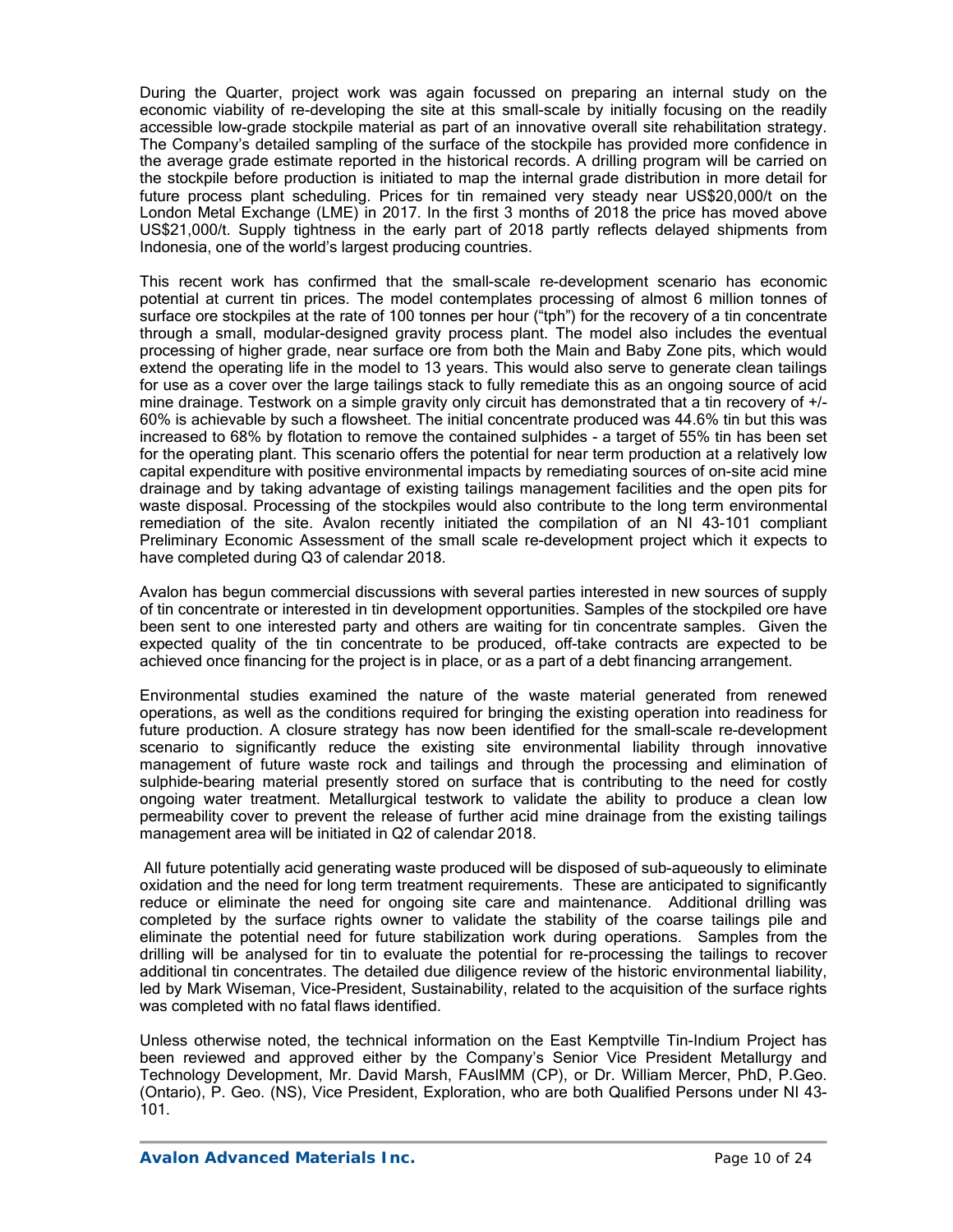During the Quarter, project work was again focussed on preparing an internal study on the economic viability of re-developing the site at this small-scale by initially focusing on the readily accessible low-grade stockpile material as part of an innovative overall site rehabilitation strategy. The Company's detailed sampling of the surface of the stockpile has provided more confidence in the average grade estimate reported in the historical records. A drilling program will be carried on the stockpile before production is initiated to map the internal grade distribution in more detail for future process plant scheduling. Prices for tin remained very steady near US$20,000/t on the London Metal Exchange (LME) in 2017. In the first 3 months of 2018 the price has moved above US$21,000/t. Supply tightness in the early part of 2018 partly reflects delayed shipments from Indonesia, one of the world's largest producing countries.

This recent work has confirmed that the small-scale re-development scenario has economic potential at current tin prices. The model contemplates processing of almost 6 million tonnes of surface ore stockpiles at the rate of 100 tonnes per hour ("tph") for the recovery of a tin concentrate through a small, modular-designed gravity process plant. The model also includes the eventual processing of higher grade, near surface ore from both the Main and Baby Zone pits, which would extend the operating life in the model to 13 years. This would also serve to generate clean tailings for use as a cover over the large tailings stack to fully remediate this as an ongoing source of acid mine drainage. Testwork on a simple gravity only circuit has demonstrated that a tin recovery of +/- 60% is achievable by such a flowsheet. The initial concentrate produced was 44.6% tin but this was increased to 68% by flotation to remove the contained sulphides - a target of 55% tin has been set for the operating plant. This scenario offers the potential for near term production at a relatively low capital expenditure with positive environmental impacts by remediating sources of on-site acid mine drainage and by taking advantage of existing tailings management facilities and the open pits for waste disposal. Processing of the stockpiles would also contribute to the long term environmental remediation of the site. Avalon recently initiated the compilation of an NI 43-101 compliant Preliminary Economic Assessment of the small scale re-development project which it expects to have completed during Q3 of calendar 2018.

Avalon has begun commercial discussions with several parties interested in new sources of supply of tin concentrate or interested in tin development opportunities. Samples of the stockpiled ore have been sent to one interested party and others are waiting for tin concentrate samples. Given the expected quality of the tin concentrate to be produced, off-take contracts are expected to be achieved once financing for the project is in place, or as a part of a debt financing arrangement.

Environmental studies examined the nature of the waste material generated from renewed operations, as well as the conditions required for bringing the existing operation into readiness for future production. A closure strategy has now been identified for the small-scale re-development scenario to significantly reduce the existing site environmental liability through innovative management of future waste rock and tailings and through the processing and elimination of sulphide-bearing material presently stored on surface that is contributing to the need for costly ongoing water treatment. Metallurgical testwork to validate the ability to produce a clean low permeability cover to prevent the release of further acid mine drainage from the existing tailings management area will be initiated in Q2 of calendar 2018.

All future potentially acid generating waste produced will be disposed of sub-aqueously to eliminate oxidation and the need for long term treatment requirements. These are anticipated to significantly reduce or eliminate the need for ongoing site care and maintenance. Additional drilling was completed by the surface rights owner to validate the stability of the coarse tailings pile and eliminate the potential need for future stabilization work during operations. Samples from the drilling will be analysed for tin to evaluate the potential for re-processing the tailings to recover additional tin concentrates. The detailed due diligence review of the historic environmental liability, led by Mark Wiseman, Vice-President, Sustainability, related to the acquisition of the surface rights was completed with no fatal flaws identified.

Unless otherwise noted, the technical information on the East Kemptville Tin-Indium Project has been reviewed and approved either by the Company's Senior Vice President Metallurgy and Technology Development, Mr. David Marsh, FAusIMM (CP), or Dr. William Mercer, PhD, P.Geo. (Ontario), P. Geo. (NS), Vice President, Exploration, who are both Qualified Persons under NI 43-101.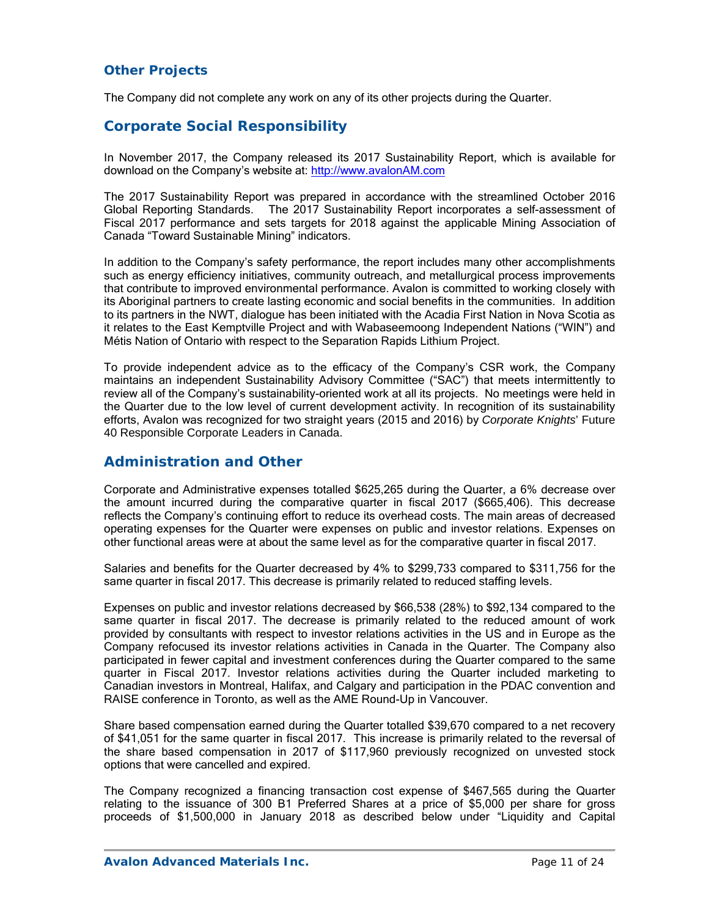### Other Projects

The Company did not complete any work on any of its other projects during the Quarter.

## Corporate Social Responsibility

In November 2017, the Company released its 2017 Sustainability Report, which is available for download on the Company's website at: http://www.avalonAM.com

The 2017 Sustainability Report was prepared in accordance with the streamlined October 2016 Global Reporting Standards. The 2017 Sustainability Report incorporates a self-assessment of Fiscal 2017 performance and sets targets for 2018 against the applicable Mining Association of Canada "Toward Sustainable Mining" indicators.

In addition to the Company's safety performance, the report includes many other accomplishments such as energy efficiency initiatives, community outreach, and metallurgical process improvements that contribute to improved environmental performance. Avalon is committed to working closely with its Aboriginal partners to create lasting economic and social benefits in the communities. In addition to its partners in the NWT, dialogue has been initiated with the Acadia First Nation in Nova Scotia as it relates to the East Kemptville Project and with Wabaseemoong Independent Nations ("WIN") and Métis Nation of Ontario with respect to the Separation Rapids Lithium Project.

To provide independent advice as to the efficacy of the Company's CSR work, the Company maintains an independent Sustainability Advisory Committee ("SAC") that meets intermittently to review all of the Company's sustainability-oriented work at all its projects. No meetings were held in the Quarter due to the low level of current development activity. In recognition of its sustainability efforts, Avalon was recognized for two straight years (2015 and 2016) by *Corporate Knights*' Future 40 Responsible Corporate Leaders in Canada.

## Administration and Other

Corporate and Administrative expenses totalled $625,265 during the Quarter, a 6% decrease over the amount incurred during the comparative quarter in fiscal 2017 ($665,406). This decrease reflects the Company's continuing effort to reduce its overhead costs. The main areas of decreased operating expenses for the Quarter were expenses on public and investor relations. Expenses on other functional areas were at about the same level as for the comparative quarter in fiscal 2017.

Salaries and benefits for the Quarter decreased by 4% to $299,733 compared to $311,756 for the same quarter in fiscal 2017. This decrease is primarily related to reduced staffing levels.

Expenses on public and investor relations decreased by $66,538 (28%) to $92,134 compared to the same quarter in fiscal 2017. The decrease is primarily related to the reduced amount of work provided by consultants with respect to investor relations activities in the US and in Europe as the Company refocused its investor relations activities in Canada in the Quarter. The Company also participated in fewer capital and investment conferences during the Quarter compared to the same quarter in Fiscal 2017. Investor relations activities during the Quarter included marketing to Canadian investors in Montreal, Halifax, and Calgary and participation in the PDAC convention and RAISE conference in Toronto, as well as the AME Round-Up in Vancouver.

Share based compensation earned during the Quarter totalled $39,670 compared to a net recovery of $41,051 for the same quarter in fiscal 2017. This increase is primarily related to the reversal of the share based compensation in 2017 of $117,960 previously recognized on unvested stock options that were cancelled and expired.

The Company recognized a financing transaction cost expense of $467,565 during the Quarter relating to the issuance of 300 B1 Preferred Shares at a price of $5,000 per share for gross proceeds of $1,500,000 in January 2018 as described below under "Liquidity and Capital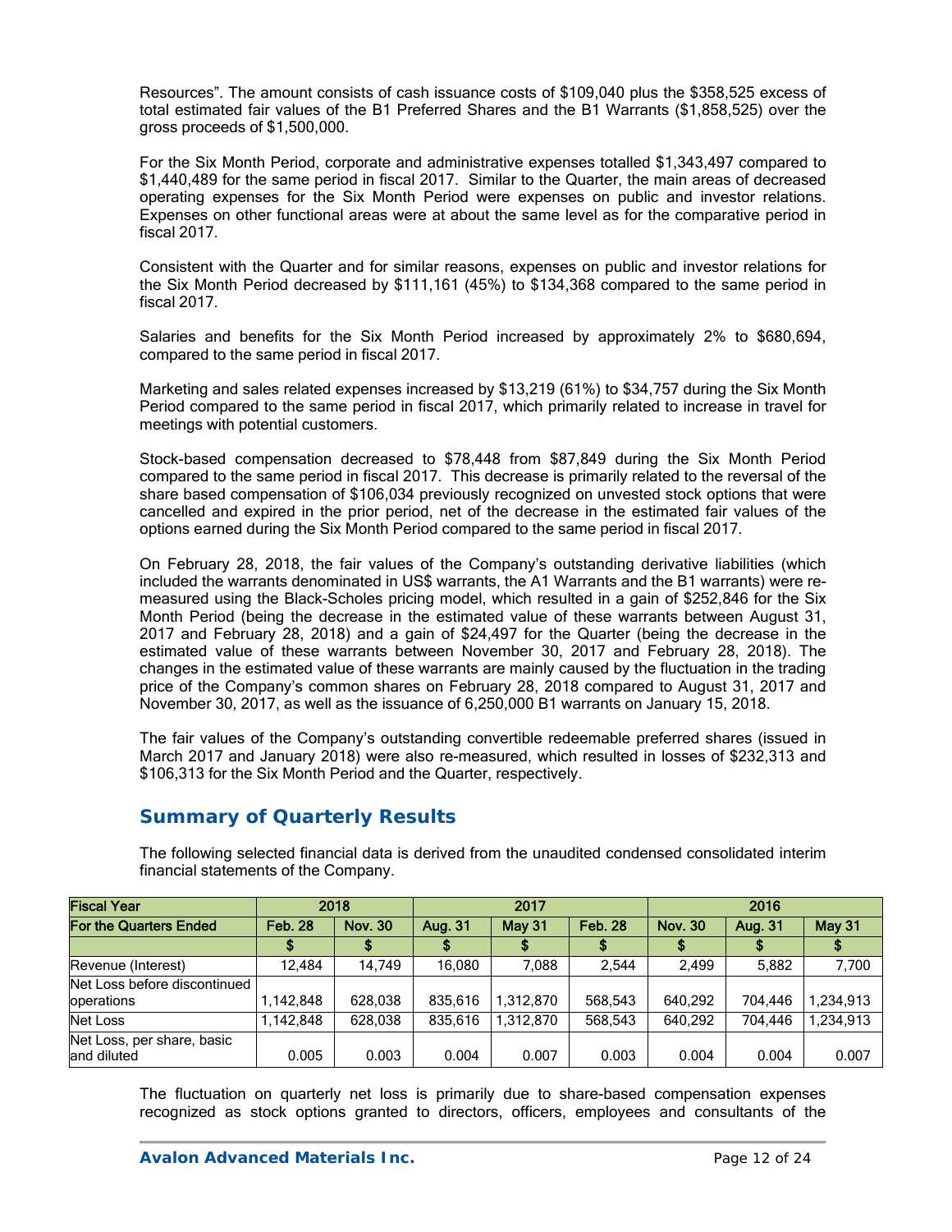Resources". The amount consists of cash issuance costs of $109,040 plus the $358,525 excess of total estimated fair values of the B1 Preferred Shares and the B1 Warrants ($1,858,525) over the gross proceeds of $1,500,000.

For the Six Month Period, corporate and administrative expenses totalled $1,343,497 compared to $1,440,489 for the same period in fiscal 2017. Similar to the Quarter, the main areas of decreased operating expenses for the Six Month Period were expenses on public and investor relations. Expenses on other functional areas were at about the same level as for the comparative period in fiscal 2017.

Consistent with the Quarter and for similar reasons, expenses on public and investor relations for the Six Month Period decreased by $111,161 (45%) to $134,368 compared to the same period in fiscal 2017.

Salaries and benefits for the Six Month Period increased by approximately 2% to $680,694, compared to the same period in fiscal 2017.

Marketing and sales related expenses increased by $13,219 (61%) to $34,757 during the Six Month Period compared to the same period in fiscal 2017, which primarily related to increase in travel for meetings with potential customers.

Stock-based compensation decreased to $78,448 from $87,849 during the Six Month Period compared to the same period in fiscal 2017. This decrease is primarily related to the reversal of the share based compensation of $106,034 previously recognized on unvested stock options that were cancelled and expired in the prior period, net of the decrease in the estimated fair values of the options earned during the Six Month Period compared to the same period in fiscal 2017.

On February 28, 2018, the fair values of the Company's outstanding derivative liabilities (which included the warrants denominated in US$ warrants, the A1 Warrants and the B1 warrants) were re-measured using the Black-Scholes pricing model, which resulted in a gain of $252,846 for the Six Month Period (being the decrease in the estimated value of these warrants between August 31, 2017 and February 28, 2018) and a gain of $24,497 for the Quarter (being the decrease in the estimated value of these warrants between November 30, 2017 and February 28, 2018). The changes in the estimated value of these warrants are mainly caused by the fluctuation in the trading price of the Company's common shares on February 28, 2018 compared to August 31, 2017 and November 30, 2017, as well as the issuance of 6,250,000 B1 warrants on January 15, 2018.

The fair values of the Company's outstanding convertible redeemable preferred shares (issued in March 2017 and January 2018) were also re-measured, which resulted in losses of $232,313 and $106,313 for the Six Month Period and the Quarter, respectively.

## Summary of Quarterly Results

The following selected financial data is derived from the unaudited condensed consolidated interim financial statements of the Company.

| Fiscal Year | 2018 | | 2017 | | | 2016 | | |
|---|---|---|---|---|---|---|---|---|
| For the Quarters Ended | Feb. 28 | Nov. 30 | Aug. 31 | May 31 | Feb. 28 | Nov. 30 | Aug. 31 | May 31 |
| | $ | $ | $ | $ | $ | $ | $ | $ |
| Revenue (Interest) | 12,484 | 14,749 | 16,080 | 7,088 | 2,544 | 2,499 | 5,882 | 7,700 |
| Net Loss before discontinued operations | 1,142,848 | 628,038 | 835,616 | 1,312,870 | 568,543 | 640,292 | 704,446 | 1,234,913 |
| Net Loss | 1,142,848 | 628,038 | 835,616 | 1,312,870 | 568,543 | 640,292 | 704,446 | 1,234,913 |
| Net Loss, per share, basic and diluted | 0.005 | 0.003 | 0.004 | 0.007 | 0.003 | 0.004 | 0.004 | 0.007 |

The fluctuation on quarterly net loss is primarily due to share-based compensation expenses recognized as stock options granted to directors, officers, employees and consultants of the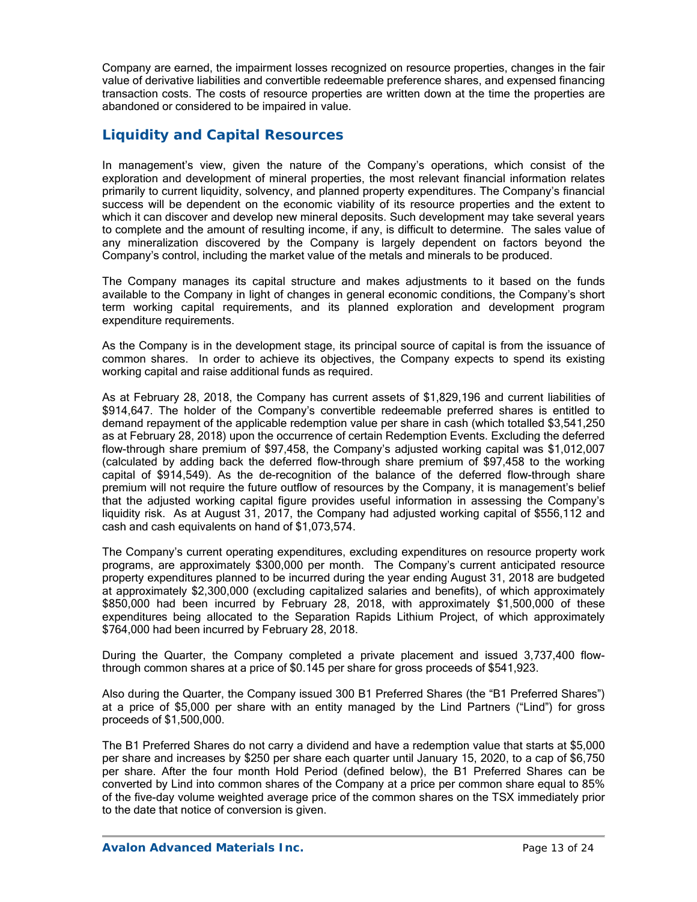Company are earned, the impairment losses recognized on resource properties, changes in the fair value of derivative liabilities and convertible redeemable preference shares, and expensed financing transaction costs. The costs of resource properties are written down at the time the properties are abandoned or considered to be impaired in value.

## Liquidity and Capital Resources

In management's view, given the nature of the Company's operations, which consist of the exploration and development of mineral properties, the most relevant financial information relates primarily to current liquidity, solvency, and planned property expenditures. The Company's financial success will be dependent on the economic viability of its resource properties and the extent to which it can discover and develop new mineral deposits. Such development may take several years to complete and the amount of resulting income, if any, is difficult to determine. The sales value of any mineralization discovered by the Company is largely dependent on factors beyond the Company's control, including the market value of the metals and minerals to be produced.

The Company manages its capital structure and makes adjustments to it based on the funds available to the Company in light of changes in general economic conditions, the Company's short term working capital requirements, and its planned exploration and development program expenditure requirements.

As the Company is in the development stage, its principal source of capital is from the issuance of common shares. In order to achieve its objectives, the Company expects to spend its existing working capital and raise additional funds as required.

As at February 28, 2018, the Company has current assets of $1,829,196 and current liabilities of $914,647. The holder of the Company's convertible redeemable preferred shares is entitled to demand repayment of the applicable redemption value per share in cash (which totalled $3,541,250 as at February 28, 2018) upon the occurrence of certain Redemption Events. Excluding the deferred flow-through share premium of $97,458, the Company's adjusted working capital was $1,012,007 (calculated by adding back the deferred flow-through share premium of $97,458 to the working capital of $914,549). As the de-recognition of the balance of the deferred flow-through share premium will not require the future outflow of resources by the Company, it is management's belief that the adjusted working capital figure provides useful information in assessing the Company's liquidity risk. As at August 31, 2017, the Company had adjusted working capital of $556,112 and cash and cash equivalents on hand of $1,073,574.

The Company's current operating expenditures, excluding expenditures on resource property work programs, are approximately $300,000 per month. The Company's current anticipated resource property expenditures planned to be incurred during the year ending August 31, 2018 are budgeted at approximately $2,300,000 (excluding capitalized salaries and benefits), of which approximately $850,000 had been incurred by February 28, 2018, with approximately $1,500,000 of these expenditures being allocated to the Separation Rapids Lithium Project, of which approximately $764,000 had been incurred by February 28, 2018.

During the Quarter, the Company completed a private placement and issued 3,737,400 flow-through common shares at a price of $0.145 per share for gross proceeds of $541,923.

Also during the Quarter, the Company issued 300 B1 Preferred Shares (the "B1 Preferred Shares") at a price of $5,000 per share with an entity managed by the Lind Partners ("Lind") for gross proceeds of $1,500,000.

The B1 Preferred Shares do not carry a dividend and have a redemption value that starts at $5,000 per share and increases by $250 per share each quarter until January 15, 2020, to a cap of $6,750 per share. After the four month Hold Period (defined below), the B1 Preferred Shares can be converted by Lind into common shares of the Company at a price per common share equal to 85% of the five-day volume weighted average price of the common shares on the TSX immediately prior to the date that notice of conversion is given.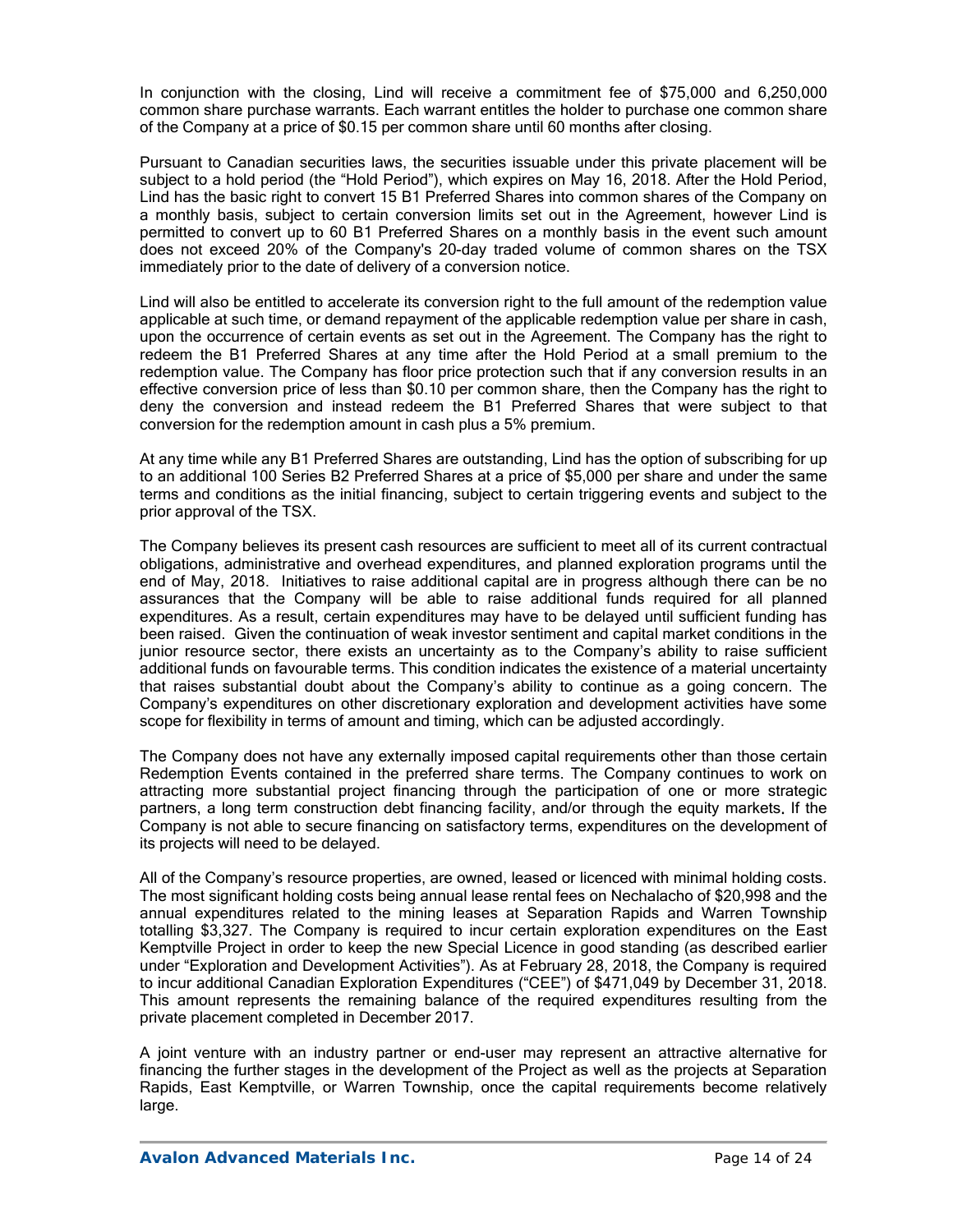In conjunction with the closing, Lind will receive a commitment fee of $75,000 and 6,250,000 common share purchase warrants. Each warrant entitles the holder to purchase one common share of the Company at a price of $0.15 per common share until 60 months after closing.

Pursuant to Canadian securities laws, the securities issuable under this private placement will be subject to a hold period (the "Hold Period"), which expires on May 16, 2018. After the Hold Period, Lind has the basic right to convert 15 B1 Preferred Shares into common shares of the Company on a monthly basis, subject to certain conversion limits set out in the Agreement, however Lind is permitted to convert up to 60 B1 Preferred Shares on a monthly basis in the event such amount does not exceed 20% of the Company's 20-day traded volume of common shares on the TSX immediately prior to the date of delivery of a conversion notice.

Lind will also be entitled to accelerate its conversion right to the full amount of the redemption value applicable at such time, or demand repayment of the applicable redemption value per share in cash, upon the occurrence of certain events as set out in the Agreement. The Company has the right to redeem the B1 Preferred Shares at any time after the Hold Period at a small premium to the redemption value. The Company has floor price protection such that if any conversion results in an effective conversion price of less than $0.10 per common share, then the Company has the right to deny the conversion and instead redeem the B1 Preferred Shares that were subject to that conversion for the redemption amount in cash plus a 5% premium.

At any time while any B1 Preferred Shares are outstanding, Lind has the option of subscribing for up to an additional 100 Series B2 Preferred Shares at a price of $5,000 per share and under the same terms and conditions as the initial financing, subject to certain triggering events and subject to the prior approval of the TSX.

The Company believes its present cash resources are sufficient to meet all of its current contractual obligations, administrative and overhead expenditures, and planned exploration programs until the end of May, 2018. Initiatives to raise additional capital are in progress although there can be no assurances that the Company will be able to raise additional funds required for all planned expenditures. As a result, certain expenditures may have to be delayed until sufficient funding has been raised. Given the continuation of weak investor sentiment and capital market conditions in the junior resource sector, there exists an uncertainty as to the Company's ability to raise sufficient additional funds on favourable terms. This condition indicates the existence of a material uncertainty that raises substantial doubt about the Company's ability to continue as a going concern. The Company's expenditures on other discretionary exploration and development activities have some scope for flexibility in terms of amount and timing, which can be adjusted accordingly.

The Company does not have any externally imposed capital requirements other than those certain Redemption Events contained in the preferred share terms. The Company continues to work on attracting more substantial project financing through the participation of one or more strategic partners, a long term construction debt financing facility, and/or through the equity markets. If the Company is not able to secure financing on satisfactory terms, expenditures on the development of its projects will need to be delayed.

All of the Company's resource properties, are owned, leased or licenced with minimal holding costs. The most significant holding costs being annual lease rental fees on Nechalacho of $20,998 and the annual expenditures related to the mining leases at Separation Rapids and Warren Township totalling $3,327. The Company is required to incur certain exploration expenditures on the East Kemptville Project in order to keep the new Special Licence in good standing (as described earlier under "Exploration and Development Activities"). As at February 28, 2018, the Company is required to incur additional Canadian Exploration Expenditures ("CEE") of $471,049 by December 31, 2018. This amount represents the remaining balance of the required expenditures resulting from the private placement completed in December 2017.

A joint venture with an industry partner or end-user may represent an attractive alternative for financing the further stages in the development of the Project as well as the projects at Separation Rapids, East Kemptville, or Warren Township, once the capital requirements become relatively large.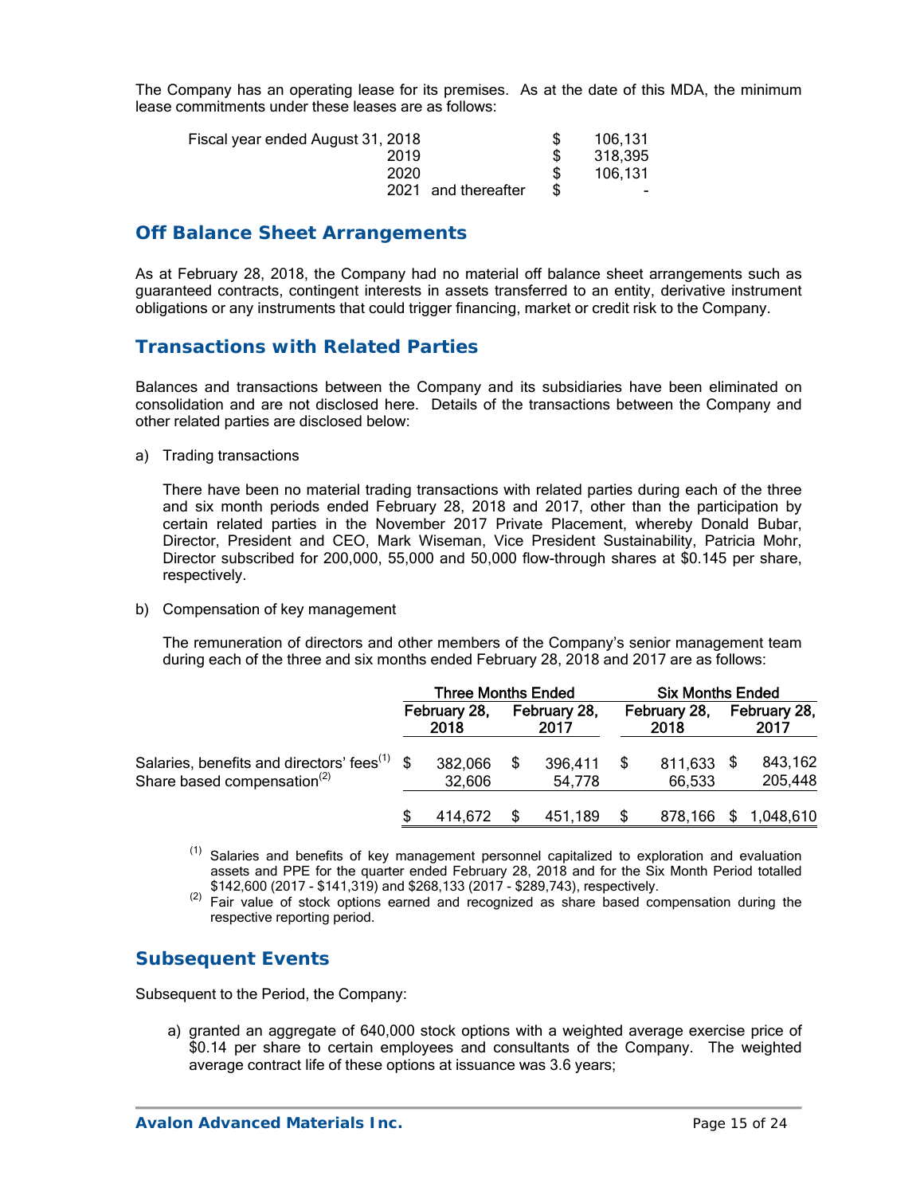The Company has an operating lease for its premises. As at the date of this MDA, the minimum lease commitments under these leases are as follows:

| | | |
|---|---|---|
| Fiscal year ended August 31, 2018 | $ | 106,131 |
| 2019 | $ | 318,395 |
| 2020 | $ | 106,131 |
| 2021 and thereafter | $ | - |

## Off Balance Sheet Arrangements

As at February 28, 2018, the Company had no material off balance sheet arrangements such as guaranteed contracts, contingent interests in assets transferred to an entity, derivative instrument obligations or any instruments that could trigger financing, market or credit risk to the Company.

## Transactions with Related Parties

Balances and transactions between the Company and its subsidiaries have been eliminated on consolidation and are not disclosed here. Details of the transactions between the Company and other related parties are disclosed below:

a) Trading transactions

There have been no material trading transactions with related parties during each of the three and six month periods ended February 28, 2018 and 2017, other than the participation by certain related parties in the November 2017 Private Placement, whereby Donald Bubar, Director, President and CEO, Mark Wiseman, Vice President Sustainability, Patricia Mohr, Director subscribed for 200,000, 55,000 and 50,000 flow-through shares at $0.145 per share, respectively.

b) Compensation of key management

The remuneration of directors and other members of the Company's senior management team during each of the three and six months ended February 28, 2018 and 2017 are as follows:

| | Three Months Ended | | Six Months Ended | |
|---|---|---|---|---|
| | February 28, 2018 | February 28, 2017 | February 28, 2018 | February 28, 2017 |
| Salaries, benefits and directors' fees[(1)] | $ 382,066 | $ 396,411 | $ 811,633 | $ 843,162 |
| Share based compensation[(2)] | 32,606 | 54,778 | 66,533 | 205,448 |
| | $ 414,672 | $ 451,189 | $ 878,166 | $ 1,048,610 |

[(1)] Salaries and benefits of key management personnel capitalized to exploration and evaluation assets and PPE for the quarter ended February 28, 2018 and for the Six Month Period totalled $142,600 (2017 - $141,319) and $268,133 (2017 - $289,743), respectively.

[(2)] Fair value of stock options earned and recognized as share based compensation during the respective reporting period.

## Subsequent Events

Subsequent to the Period, the Company:

a) granted an aggregate of 640,000 stock options with a weighted average exercise price of $0.14 per share to certain employees and consultants of the Company. The weighted average contract life of these options at issuance was 3.6 years;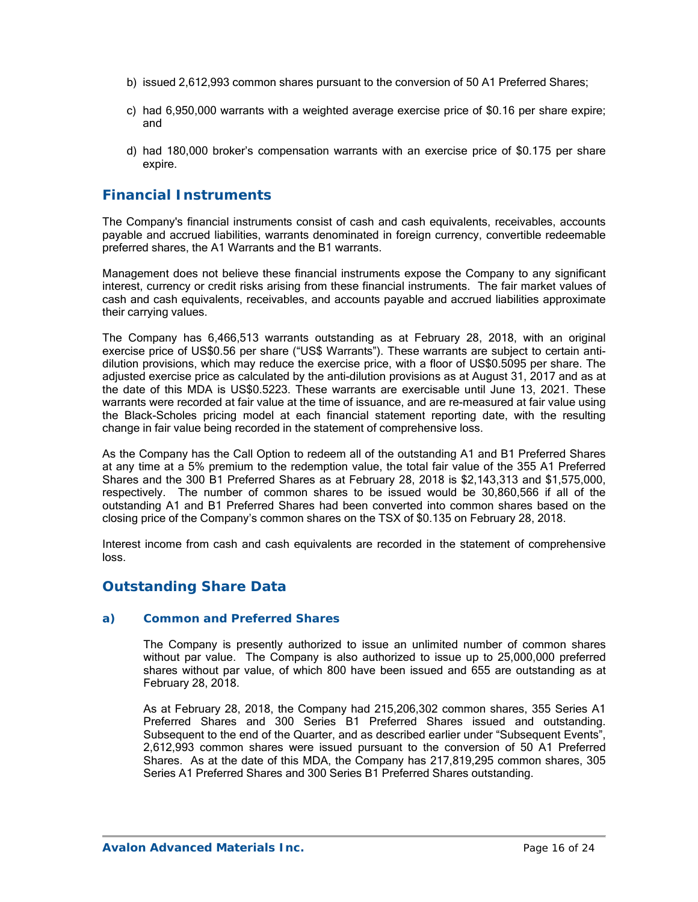b) issued 2,612,993 common shares pursuant to the conversion of 50 A1 Preferred Shares;

c) had 6,950,000 warrants with a weighted average exercise price of $0.16 per share expire; and

d) had 180,000 broker's compensation warrants with an exercise price of $0.175 per share expire.

## Financial Instruments

The Company's financial instruments consist of cash and cash equivalents, receivables, accounts payable and accrued liabilities, warrants denominated in foreign currency, convertible redeemable preferred shares, the A1 Warrants and the B1 warrants.

Management does not believe these financial instruments expose the Company to any significant interest, currency or credit risks arising from these financial instruments. The fair market values of cash and cash equivalents, receivables, and accounts payable and accrued liabilities approximate their carrying values.

The Company has 6,466,513 warrants outstanding as at February 28, 2018, with an original exercise price of US$0.56 per share ("US$ Warrants"). These warrants are subject to certain anti-dilution provisions, which may reduce the exercise price, with a floor of US$0.5095 per share. The adjusted exercise price as calculated by the anti-dilution provisions as at August 31, 2017 and as at the date of this MDA is US$0.5223. These warrants are exercisable until June 13, 2021. These warrants were recorded at fair value at the time of issuance, and are re-measured at fair value using the Black-Scholes pricing model at each financial statement reporting date, with the resulting change in fair value being recorded in the statement of comprehensive loss.

As the Company has the Call Option to redeem all of the outstanding A1 and B1 Preferred Shares at any time at a 5% premium to the redemption value, the total fair value of the 355 A1 Preferred Shares and the 300 B1 Preferred Shares as at February 28, 2018 is $2,143,313 and $1,575,000, respectively. The number of common shares to be issued would be 30,860,566 if all of the outstanding A1 and B1 Preferred Shares had been converted into common shares based on the closing price of the Company's common shares on the TSX of $0.135 on February 28, 2018.

Interest income from cash and cash equivalents are recorded in the statement of comprehensive loss.

## Outstanding Share Data

### a) Common and Preferred Shares

The Company is presently authorized to issue an unlimited number of common shares without par value. The Company is also authorized to issue up to 25,000,000 preferred shares without par value, of which 800 have been issued and 655 are outstanding as at February 28, 2018.

As at February 28, 2018, the Company had 215,206,302 common shares, 355 Series A1 Preferred Shares and 300 Series B1 Preferred Shares issued and outstanding. Subsequent to the end of the Quarter, and as described earlier under "Subsequent Events", 2,612,993 common shares were issued pursuant to the conversion of 50 A1 Preferred Shares. As at the date of this MDA, the Company has 217,819,295 common shares, 305 Series A1 Preferred Shares and 300 Series B1 Preferred Shares outstanding.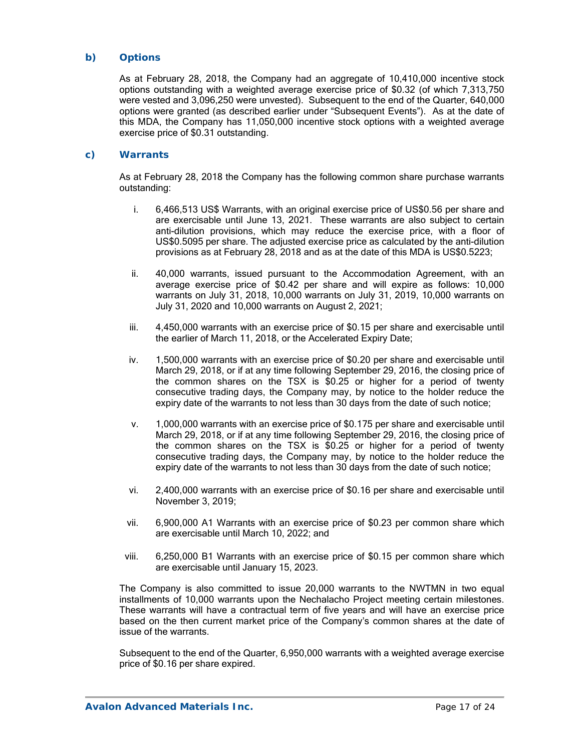### b) Options

As at February 28, 2018, the Company had an aggregate of 10,410,000 incentive stock options outstanding with a weighted average exercise price of $0.32 (of which 7,313,750 were vested and 3,096,250 were unvested). Subsequent to the end of the Quarter, 640,000 options were granted (as described earlier under "Subsequent Events"). As at the date of this MDA, the Company has 11,050,000 incentive stock options with a weighted average exercise price of $0.31 outstanding.

### c) Warrants

As at February 28, 2018 the Company has the following common share purchase warrants outstanding:

i. 6,466,513 US$ Warrants, with an original exercise price of US$0.56 per share and are exercisable until June 13, 2021. These warrants are also subject to certain anti-dilution provisions, which may reduce the exercise price, with a floor of US$0.5095 per share. The adjusted exercise price as calculated by the anti-dilution provisions as at February 28, 2018 and as at the date of this MDA is US$0.5223;

ii. 40,000 warrants, issued pursuant to the Accommodation Agreement, with an average exercise price of $0.42 per share and will expire as follows: 10,000 warrants on July 31, 2018, 10,000 warrants on July 31, 2019, 10,000 warrants on July 31, 2020 and 10,000 warrants on August 2, 2021;

iii. 4,450,000 warrants with an exercise price of $0.15 per share and exercisable until the earlier of March 11, 2018, or the Accelerated Expiry Date;

iv. 1,500,000 warrants with an exercise price of $0.20 per share and exercisable until March 29, 2018, or if at any time following September 29, 2016, the closing price of the common shares on the TSX is $0.25 or higher for a period of twenty consecutive trading days, the Company may, by notice to the holder reduce the expiry date of the warrants to not less than 30 days from the date of such notice;

v. 1,000,000 warrants with an exercise price of $0.175 per share and exercisable until March 29, 2018, or if at any time following September 29, 2016, the closing price of the common shares on the TSX is $0.25 or higher for a period of twenty consecutive trading days, the Company may, by notice to the holder reduce the expiry date of the warrants to not less than 30 days from the date of such notice;

vi. 2,400,000 warrants with an exercise price of $0.16 per share and exercisable until November 3, 2019;

vii. 6,900,000 A1 Warrants with an exercise price of $0.23 per common share which are exercisable until March 10, 2022; and

viii. 6,250,000 B1 Warrants with an exercise price of $0.15 per common share which are exercisable until January 15, 2023.

The Company is also committed to issue 20,000 warrants to the NWTMN in two equal installments of 10,000 warrants upon the Nechalacho Project meeting certain milestones. These warrants will have a contractual term of five years and will have an exercise price based on the then current market price of the Company's common shares at the date of issue of the warrants.

Subsequent to the end of the Quarter, 6,950,000 warrants with a weighted average exercise price of $0.16 per share expired.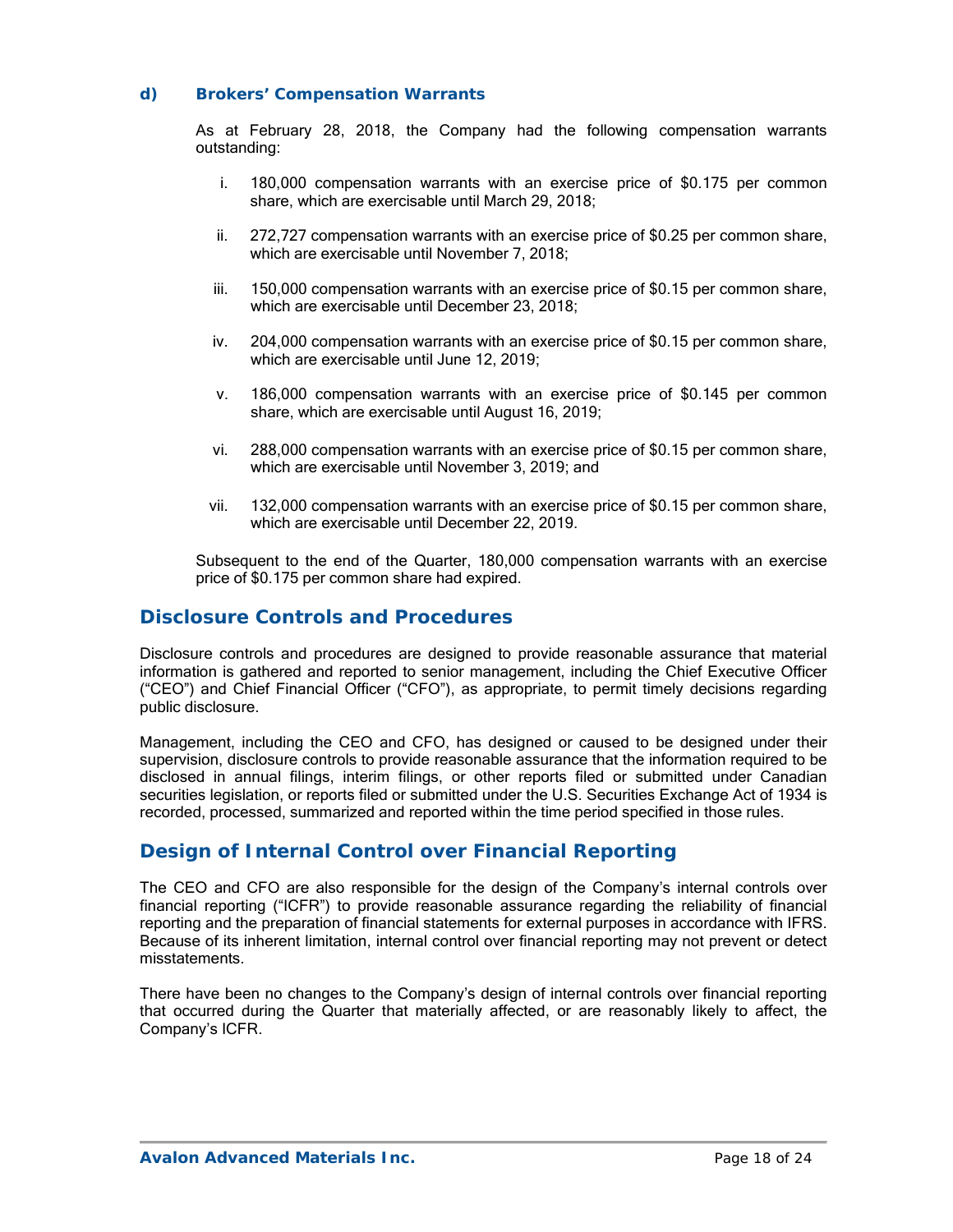### d) Brokers' Compensation Warrants

As at February 28, 2018, the Company had the following compensation warrants outstanding:

i. 180,000 compensation warrants with an exercise price of $0.175 per common share, which are exercisable until March 29, 2018;

ii. 272,727 compensation warrants with an exercise price of $0.25 per common share, which are exercisable until November 7, 2018;

iii. 150,000 compensation warrants with an exercise price of $0.15 per common share, which are exercisable until December 23, 2018;

iv. 204,000 compensation warrants with an exercise price of $0.15 per common share, which are exercisable until June 12, 2019;

v. 186,000 compensation warrants with an exercise price of $0.145 per common share, which are exercisable until August 16, 2019;

vi. 288,000 compensation warrants with an exercise price of $0.15 per common share, which are exercisable until November 3, 2019; and

vii. 132,000 compensation warrants with an exercise price of $0.15 per common share, which are exercisable until December 22, 2019.

Subsequent to the end of the Quarter, 180,000 compensation warrants with an exercise price of $0.175 per common share had expired.

## Disclosure Controls and Procedures

Disclosure controls and procedures are designed to provide reasonable assurance that material information is gathered and reported to senior management, including the Chief Executive Officer ("CEO") and Chief Financial Officer ("CFO"), as appropriate, to permit timely decisions regarding public disclosure.

Management, including the CEO and CFO, has designed or caused to be designed under their supervision, disclosure controls to provide reasonable assurance that the information required to be disclosed in annual filings, interim filings, or other reports filed or submitted under Canadian securities legislation, or reports filed or submitted under the U.S. Securities Exchange Act of 1934 is recorded, processed, summarized and reported within the time period specified in those rules.

## Design of Internal Control over Financial Reporting

The CEO and CFO are also responsible for the design of the Company's internal controls over financial reporting ("ICFR") to provide reasonable assurance regarding the reliability of financial reporting and the preparation of financial statements for external purposes in accordance with IFRS. Because of its inherent limitation, internal control over financial reporting may not prevent or detect misstatements.

There have been no changes to the Company's design of internal controls over financial reporting that occurred during the Quarter that materially affected, or are reasonably likely to affect, the Company's ICFR.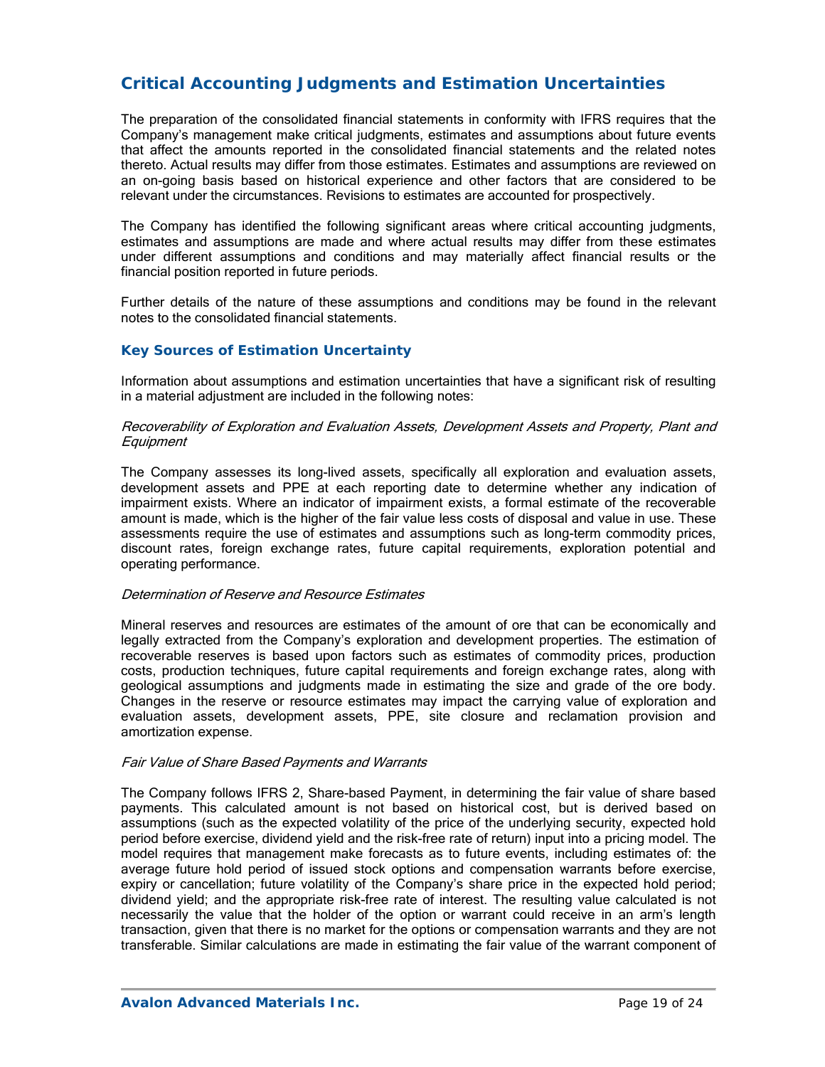## Critical Accounting Judgments and Estimation Uncertainties

The preparation of the consolidated financial statements in conformity with IFRS requires that the Company's management make critical judgments, estimates and assumptions about future events that affect the amounts reported in the consolidated financial statements and the related notes thereto. Actual results may differ from those estimates. Estimates and assumptions are reviewed on an on-going basis based on historical experience and other factors that are considered to be relevant under the circumstances. Revisions to estimates are accounted for prospectively.

The Company has identified the following significant areas where critical accounting judgments, estimates and assumptions are made and where actual results may differ from these estimates under different assumptions and conditions and may materially affect financial results or the financial position reported in future periods.

Further details of the nature of these assumptions and conditions may be found in the relevant notes to the consolidated financial statements.

### Key Sources of Estimation Uncertainty

Information about assumptions and estimation uncertainties that have a significant risk of resulting in a material adjustment are included in the following notes:

*Recoverability of Exploration and Evaluation Assets, Development Assets and Property, Plant and Equipment*

The Company assesses its long-lived assets, specifically all exploration and evaluation assets, development assets and PPE at each reporting date to determine whether any indication of impairment exists. Where an indicator of impairment exists, a formal estimate of the recoverable amount is made, which is the higher of the fair value less costs of disposal and value in use. These assessments require the use of estimates and assumptions such as long-term commodity prices, discount rates, foreign exchange rates, future capital requirements, exploration potential and operating performance.

*Determination of Reserve and Resource Estimates*

Mineral reserves and resources are estimates of the amount of ore that can be economically and legally extracted from the Company's exploration and development properties. The estimation of recoverable reserves is based upon factors such as estimates of commodity prices, production costs, production techniques, future capital requirements and foreign exchange rates, along with geological assumptions and judgments made in estimating the size and grade of the ore body. Changes in the reserve or resource estimates may impact the carrying value of exploration and evaluation assets, development assets, PPE, site closure and reclamation provision and amortization expense.

*Fair Value of Share Based Payments and Warrants*

The Company follows IFRS 2, Share-based Payment, in determining the fair value of share based payments. This calculated amount is not based on historical cost, but is derived based on assumptions (such as the expected volatility of the price of the underlying security, expected hold period before exercise, dividend yield and the risk-free rate of return) input into a pricing model. The model requires that management make forecasts as to future events, including estimates of: the average future hold period of issued stock options and compensation warrants before exercise, expiry or cancellation; future volatility of the Company's share price in the expected hold period; dividend yield; and the appropriate risk-free rate of interest. The resulting value calculated is not necessarily the value that the holder of the option or warrant could receive in an arm's length transaction, given that there is no market for the options or compensation warrants and they are not transferable. Similar calculations are made in estimating the fair value of the warrant component of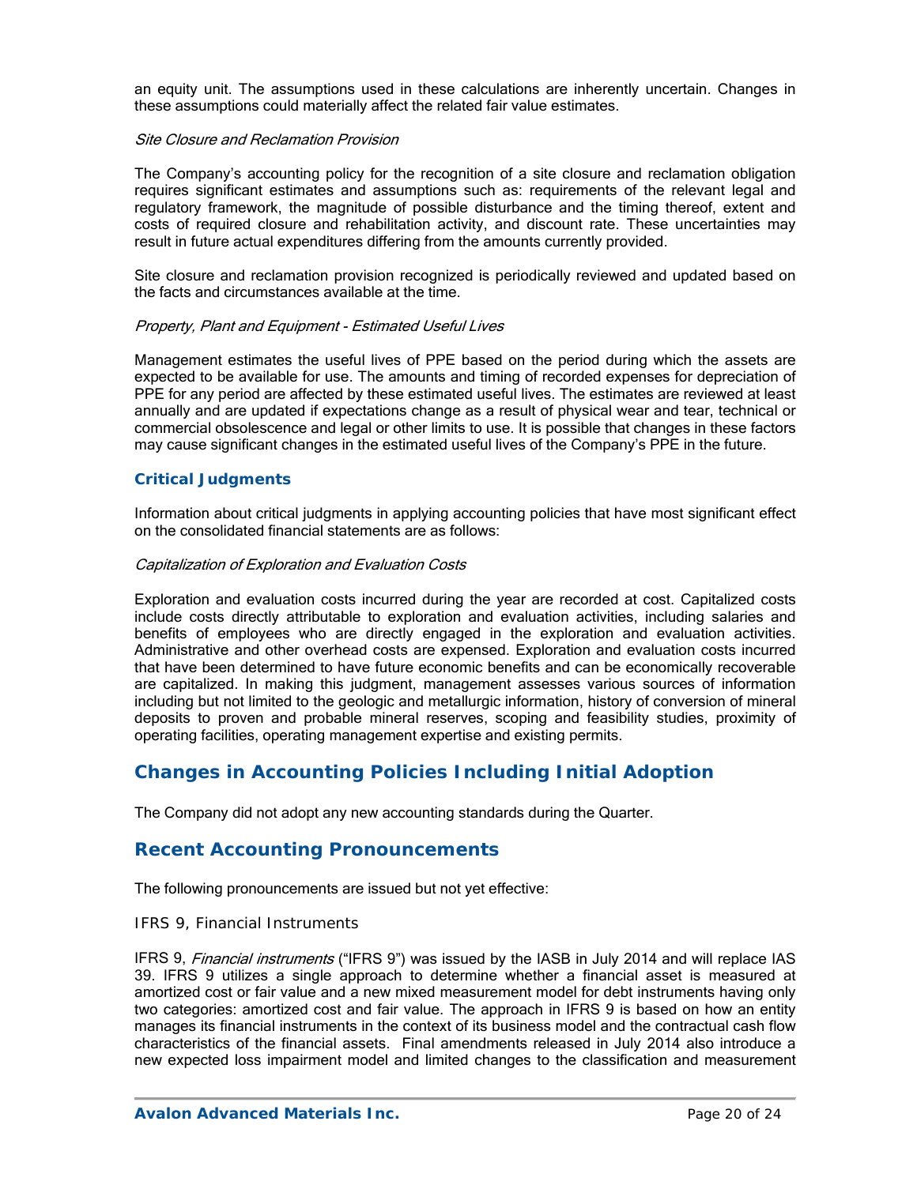an equity unit. The assumptions used in these calculations are inherently uncertain. Changes in these assumptions could materially affect the related fair value estimates.

*Site Closure and Reclamation Provision*

The Company's accounting policy for the recognition of a site closure and reclamation obligation requires significant estimates and assumptions such as: requirements of the relevant legal and regulatory framework, the magnitude of possible disturbance and the timing thereof, extent and costs of required closure and rehabilitation activity, and discount rate. These uncertainties may result in future actual expenditures differing from the amounts currently provided.

Site closure and reclamation provision recognized is periodically reviewed and updated based on the facts and circumstances available at the time.

*Property, Plant and Equipment - Estimated Useful Lives*

Management estimates the useful lives of PPE based on the period during which the assets are expected to be available for use. The amounts and timing of recorded expenses for depreciation of PPE for any period are affected by these estimated useful lives. The estimates are reviewed at least annually and are updated if expectations change as a result of physical wear and tear, technical or commercial obsolescence and legal or other limits to use. It is possible that changes in these factors may cause significant changes in the estimated useful lives of the Company's PPE in the future.

### Critical Judgments

Information about critical judgments in applying accounting policies that have most significant effect on the consolidated financial statements are as follows:

*Capitalization of Exploration and Evaluation Costs*

Exploration and evaluation costs incurred during the year are recorded at cost. Capitalized costs include costs directly attributable to exploration and evaluation activities, including salaries and benefits of employees who are directly engaged in the exploration and evaluation activities. Administrative and other overhead costs are expensed. Exploration and evaluation costs incurred that have been determined to have future economic benefits and can be economically recoverable are capitalized. In making this judgment, management assesses various sources of information including but not limited to the geologic and metallurgic information, history of conversion of mineral deposits to proven and probable mineral reserves, scoping and feasibility studies, proximity of operating facilities, operating management expertise and existing permits.

## Changes in Accounting Policies Including Initial Adoption

The Company did not adopt any new accounting standards during the Quarter.

## Recent Accounting Pronouncements

The following pronouncements are issued but not yet effective:

#### IFRS 9, Financial Instruments

IFRS 9, *Financial instruments* ("IFRS 9") was issued by the IASB in July 2014 and will replace IAS 39. IFRS 9 utilizes a single approach to determine whether a financial asset is measured at amortized cost or fair value and a new mixed measurement model for debt instruments having only two categories: amortized cost and fair value. The approach in IFRS 9 is based on how an entity manages its financial instruments in the context of its business model and the contractual cash flow characteristics of the financial assets. Final amendments released in July 2014 also introduce a new expected loss impairment model and limited changes to the classification and measurement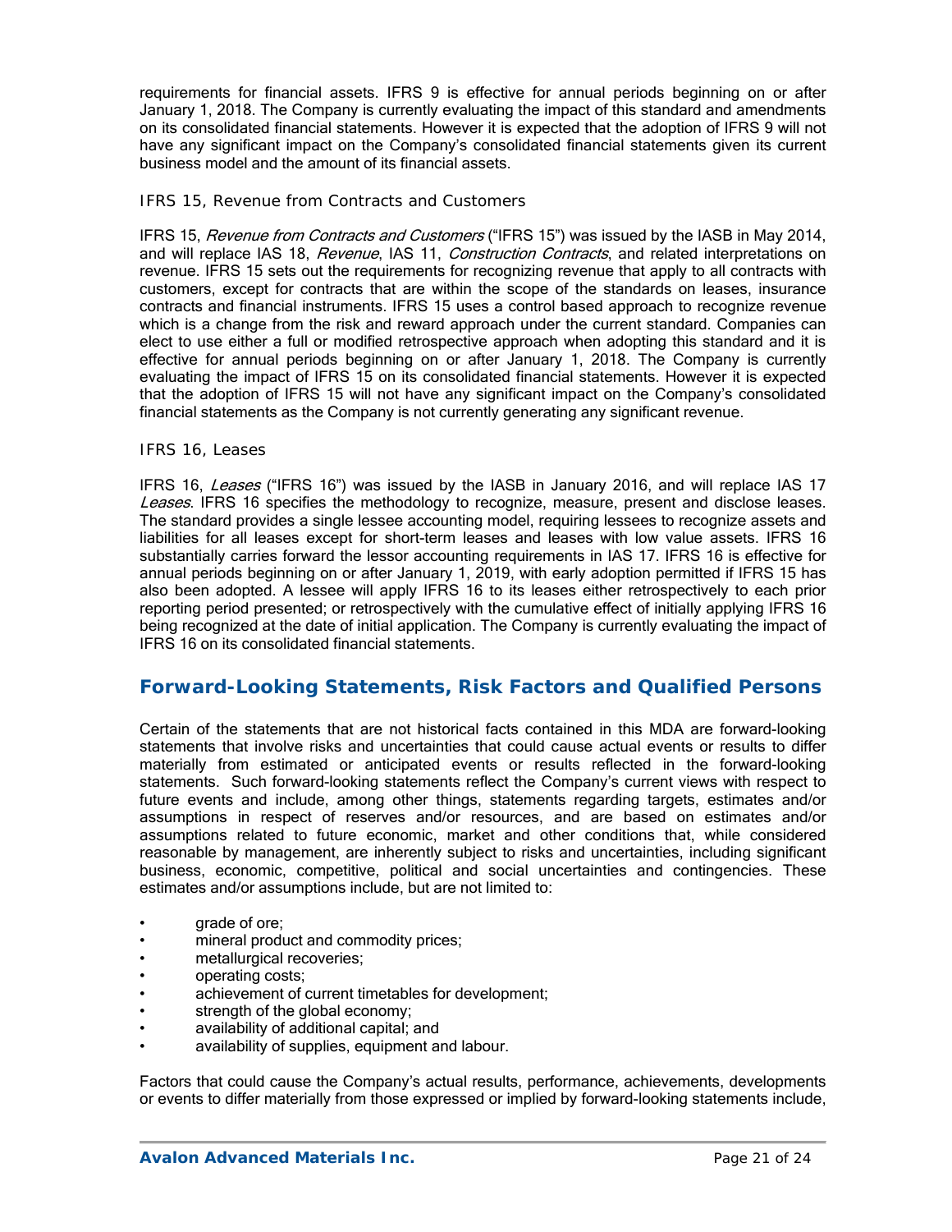requirements for financial assets. IFRS 9 is effective for annual periods beginning on or after January 1, 2018. The Company is currently evaluating the impact of this standard and amendments on its consolidated financial statements. However it is expected that the adoption of IFRS 9 will not have any significant impact on the Company's consolidated financial statements given its current business model and the amount of its financial assets.

### IFRS 15, Revenue from Contracts and Customers

IFRS 15, *Revenue from Contracts and Customers* ("IFRS 15") was issued by the IASB in May 2014, and will replace IAS 18, *Revenue*, IAS 11, *Construction Contracts*, and related interpretations on revenue. IFRS 15 sets out the requirements for recognizing revenue that apply to all contracts with customers, except for contracts that are within the scope of the standards on leases, insurance contracts and financial instruments. IFRS 15 uses a control based approach to recognize revenue which is a change from the risk and reward approach under the current standard. Companies can elect to use either a full or modified retrospective approach when adopting this standard and it is effective for annual periods beginning on or after January 1, 2018. The Company is currently evaluating the impact of IFRS 15 on its consolidated financial statements. However it is expected that the adoption of IFRS 15 will not have any significant impact on the Company's consolidated financial statements as the Company is not currently generating any significant revenue.

### IFRS 16, Leases

IFRS 16, *Leases* ("IFRS 16") was issued by the IASB in January 2016, and will replace IAS 17 *Leases*. IFRS 16 specifies the methodology to recognize, measure, present and disclose leases. The standard provides a single lessee accounting model, requiring lessees to recognize assets and liabilities for all leases except for short-term leases and leases with low value assets. IFRS 16 substantially carries forward the lessor accounting requirements in IAS 17. IFRS 16 is effective for annual periods beginning on or after January 1, 2019, with early adoption permitted if IFRS 15 has also been adopted. A lessee will apply IFRS 16 to its leases either retrospectively to each prior reporting period presented; or retrospectively with the cumulative effect of initially applying IFRS 16 being recognized at the date of initial application. The Company is currently evaluating the impact of IFRS 16 on its consolidated financial statements.

## Forward-Looking Statements, Risk Factors and Qualified Persons

Certain of the statements that are not historical facts contained in this MDA are forward-looking statements that involve risks and uncertainties that could cause actual events or results to differ materially from estimated or anticipated events or results reflected in the forward-looking statements. Such forward-looking statements reflect the Company's current views with respect to future events and include, among other things, statements regarding targets, estimates and/or assumptions in respect of reserves and/or resources, and are based on estimates and/or assumptions related to future economic, market and other conditions that, while considered reasonable by management, are inherently subject to risks and uncertainties, including significant business, economic, competitive, political and social uncertainties and contingencies. These estimates and/or assumptions include, but are not limited to:

- grade of ore;
- mineral product and commodity prices;
- metallurgical recoveries;
- operating costs;
- achievement of current timetables for development;
- strength of the global economy;
- availability of additional capital; and
- availability of supplies, equipment and labour.

Factors that could cause the Company's actual results, performance, achievements, developments or events to differ materially from those expressed or implied by forward-looking statements include,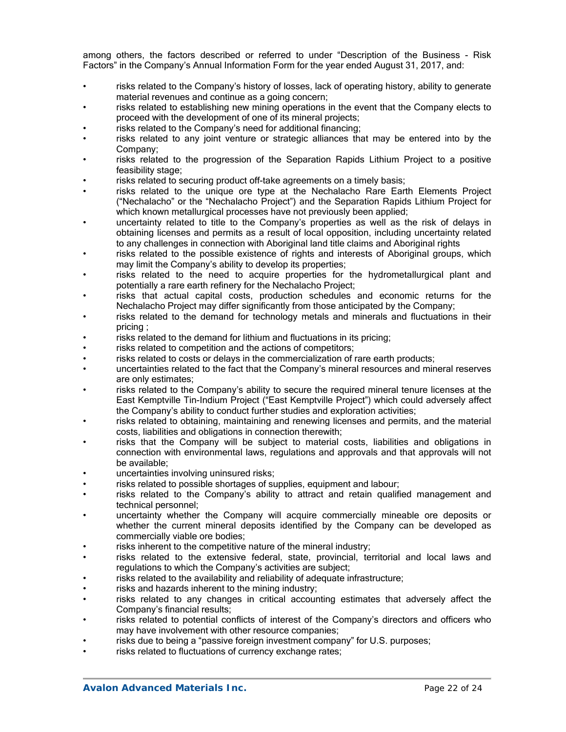among others, the factors described or referred to under "Description of the Business - Risk Factors" in the Company's Annual Information Form for the year ended August 31, 2017, and:

- risks related to the Company's history of losses, lack of operating history, ability to generate material revenues and continue as a going concern;
- risks related to establishing new mining operations in the event that the Company elects to proceed with the development of one of its mineral projects;
- risks related to the Company's need for additional financing;
- risks related to any joint venture or strategic alliances that may be entered into by the Company;
- risks related to the progression of the Separation Rapids Lithium Project to a positive feasibility stage;
- risks related to securing product off-take agreements on a timely basis;
- risks related to the unique ore type at the Nechalacho Rare Earth Elements Project ("Nechalacho" or the "Nechalacho Project") and the Separation Rapids Lithium Project for which known metallurgical processes have not previously been applied;
- uncertainty related to title to the Company's properties as well as the risk of delays in obtaining licenses and permits as a result of local opposition, including uncertainty related to any challenges in connection with Aboriginal land title claims and Aboriginal rights
- risks related to the possible existence of rights and interests of Aboriginal groups, which may limit the Company's ability to develop its properties;
- risks related to the need to acquire properties for the hydrometallurgical plant and potentially a rare earth refinery for the Nechalacho Project;
- risks that actual capital costs, production schedules and economic returns for the Nechalacho Project may differ significantly from those anticipated by the Company;
- risks related to the demand for technology metals and minerals and fluctuations in their pricing ;
- risks related to the demand for lithium and fluctuations in its pricing;
- risks related to competition and the actions of competitors;
- risks related to costs or delays in the commercialization of rare earth products;
- uncertainties related to the fact that the Company's mineral resources and mineral reserves are only estimates;
- risks related to the Company's ability to secure the required mineral tenure licenses at the East Kemptville Tin-Indium Project ("East Kemptville Project") which could adversely affect the Company's ability to conduct further studies and exploration activities;
- risks related to obtaining, maintaining and renewing licenses and permits, and the material costs, liabilities and obligations in connection therewith;
- risks that the Company will be subject to material costs, liabilities and obligations in connection with environmental laws, regulations and approvals and that approvals will not be available;
- uncertainties involving uninsured risks;
- risks related to possible shortages of supplies, equipment and labour;
- risks related to the Company's ability to attract and retain qualified management and technical personnel;
- uncertainty whether the Company will acquire commercially mineable ore deposits or whether the current mineral deposits identified by the Company can be developed as commercially viable ore bodies;
- risks inherent to the competitive nature of the mineral industry;
- risks related to the extensive federal, state, provincial, territorial and local laws and regulations to which the Company's activities are subject;
- risks related to the availability and reliability of adequate infrastructure;
- risks and hazards inherent to the mining industry;
- risks related to any changes in critical accounting estimates that adversely affect the Company's financial results;
- risks related to potential conflicts of interest of the Company's directors and officers who may have involvement with other resource companies;
- risks due to being a "passive foreign investment company" for U.S. purposes;
- risks related to fluctuations of currency exchange rates;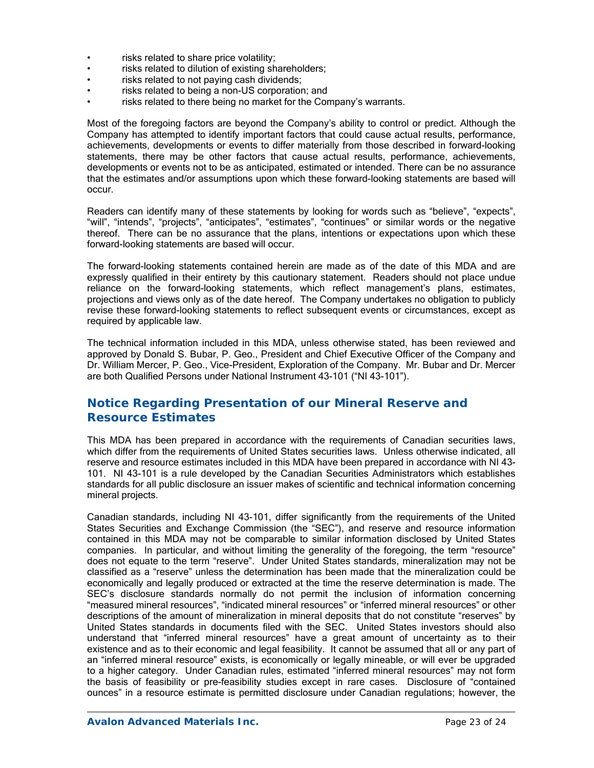- risks related to share price volatility;
- risks related to dilution of existing shareholders;
- risks related to not paying cash dividends;
- risks related to being a non-US corporation; and
- risks related to there being no market for the Company's warrants.

Most of the foregoing factors are beyond the Company's ability to control or predict. Although the Company has attempted to identify important factors that could cause actual results, performance, achievements, developments or events to differ materially from those described in forward-looking statements, there may be other factors that cause actual results, performance, achievements, developments or events not to be as anticipated, estimated or intended. There can be no assurance that the estimates and/or assumptions upon which these forward-looking statements are based will occur.

Readers can identify many of these statements by looking for words such as "believe", "expects", "will", "intends", "projects", "anticipates", "estimates", "continues" or similar words or the negative thereof. There can be no assurance that the plans, intentions or expectations upon which these forward-looking statements are based will occur.

The forward-looking statements contained herein are made as of the date of this MDA and are expressly qualified in their entirety by this cautionary statement. Readers should not place undue reliance on the forward-looking statements, which reflect management's plans, estimates, projections and views only as of the date hereof. The Company undertakes no obligation to publicly revise these forward-looking statements to reflect subsequent events or circumstances, except as required by applicable law.

The technical information included in this MDA, unless otherwise stated, has been reviewed and approved by Donald S. Bubar, P. Geo., President and Chief Executive Officer of the Company and Dr. William Mercer, P. Geo., Vice-President, Exploration of the Company. Mr. Bubar and Dr. Mercer are both Qualified Persons under National Instrument 43-101 ("NI 43-101").

## Notice Regarding Presentation of our Mineral Reserve and Resource Estimates

This MDA has been prepared in accordance with the requirements of Canadian securities laws, which differ from the requirements of United States securities laws. Unless otherwise indicated, all reserve and resource estimates included in this MDA have been prepared in accordance with NI 43-101. NI 43-101 is a rule developed by the Canadian Securities Administrators which establishes standards for all public disclosure an issuer makes of scientific and technical information concerning mineral projects.

Canadian standards, including NI 43-101, differ significantly from the requirements of the United States Securities and Exchange Commission (the "SEC"), and reserve and resource information contained in this MDA may not be comparable to similar information disclosed by United States companies. In particular, and without limiting the generality of the foregoing, the term "resource" does not equate to the term "reserve". Under United States standards, mineralization may not be classified as a "reserve" unless the determination has been made that the mineralization could be economically and legally produced or extracted at the time the reserve determination is made. The SEC's disclosure standards normally do not permit the inclusion of information concerning "measured mineral resources", "indicated mineral resources" or "inferred mineral resources" or other descriptions of the amount of mineralization in mineral deposits that do not constitute "reserves" by United States standards in documents filed with the SEC. United States investors should also understand that "inferred mineral resources" have a great amount of uncertainty as to their existence and as to their economic and legal feasibility. It cannot be assumed that all or any part of an "inferred mineral resource" exists, is economically or legally mineable, or will ever be upgraded to a higher category. Under Canadian rules, estimated "inferred mineral resources" may not form the basis of feasibility or pre-feasibility studies except in rare cases. Disclosure of "contained ounces" in a resource estimate is permitted disclosure under Canadian regulations; however, the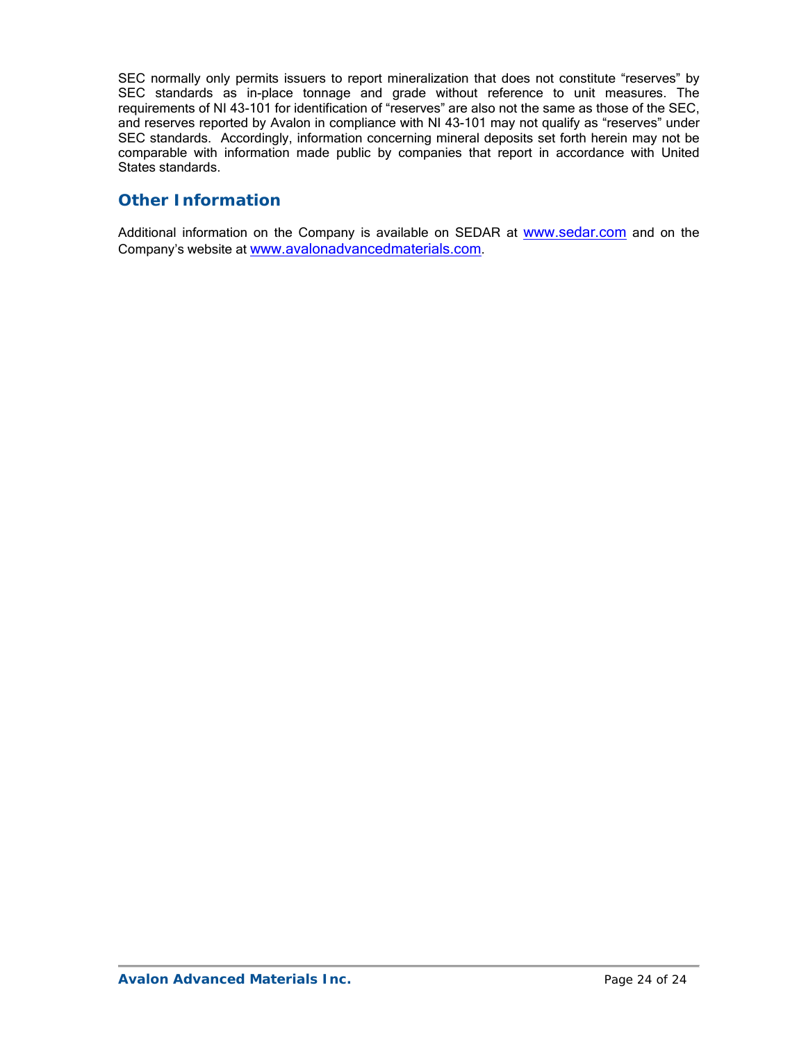SEC normally only permits issuers to report mineralization that does not constitute "reserves" by SEC standards as in-place tonnage and grade without reference to unit measures. The requirements of NI 43-101 for identification of "reserves" are also not the same as those of the SEC, and reserves reported by Avalon in compliance with NI 43-101 may not qualify as "reserves" under SEC standards. Accordingly, information concerning mineral deposits set forth herein may not be comparable with information made public by companies that report in accordance with United States standards.

## Other Information

Additional information on the Company is available on SEDAR at www.sedar.com and on the Company's website at www.avalonadvancedmaterials.com.